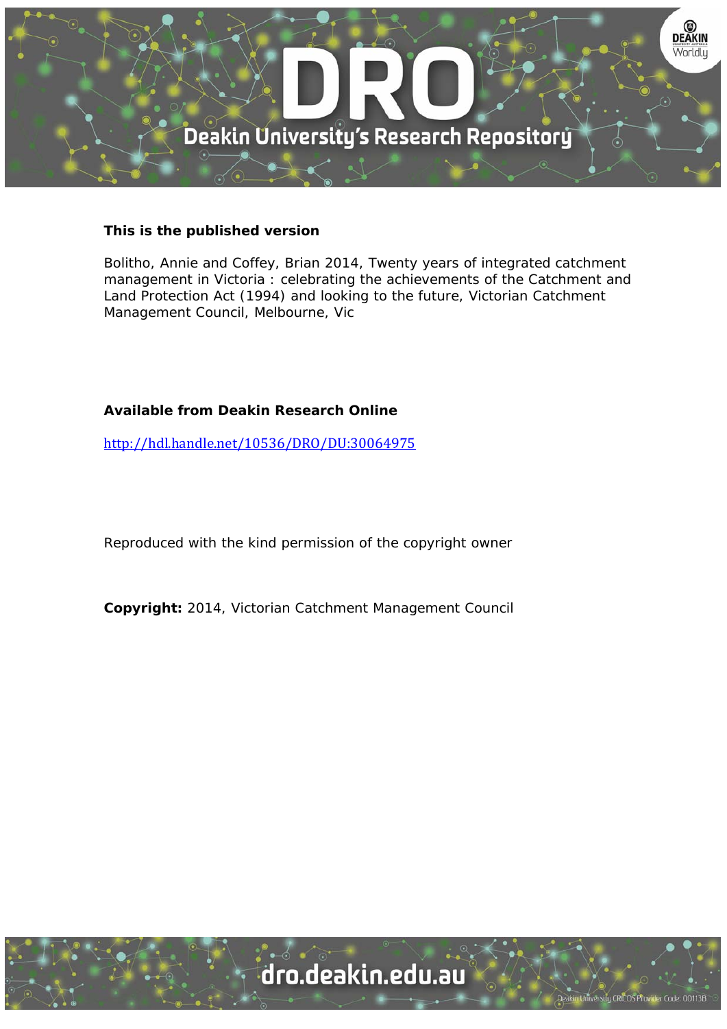**This is the published version**

Bolitho, Annie and Coffey, Brian 2014, Twenty years of integrated catchment management in Victoria : celebrating the achievements of the Catchment and Land Protection Act (1994) and looking to the future, Victorian Catchment Management Council, Melbourne, Vic

**Available from Deakin Research Online**

http://hdl.handle.net/10536/DRO/DU:30064975

Reproduced with the kind permission of the copyright owner

**Copyright:** 2014, Victorian Catchment Management Council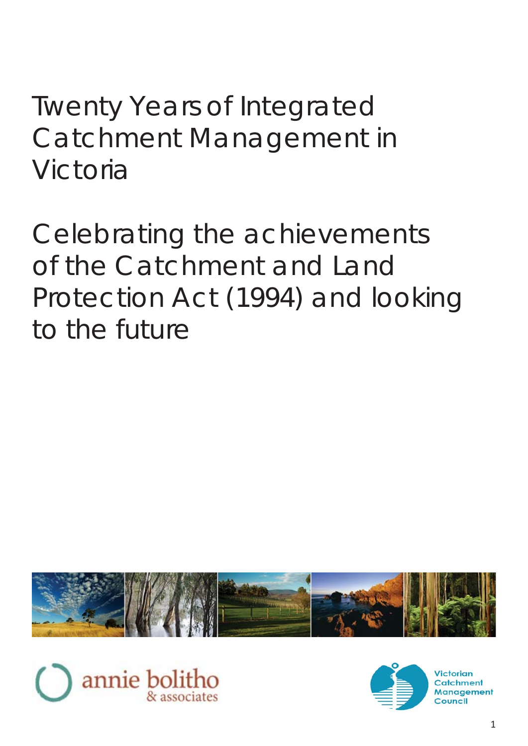# Twenty Years of Integrated Catchment Management in Victoria

## Celebrating the achievements of the Catchment and Land Protection Act (1994) and looking to the future

annie bolitho & associates

Victorian Catchment Management Council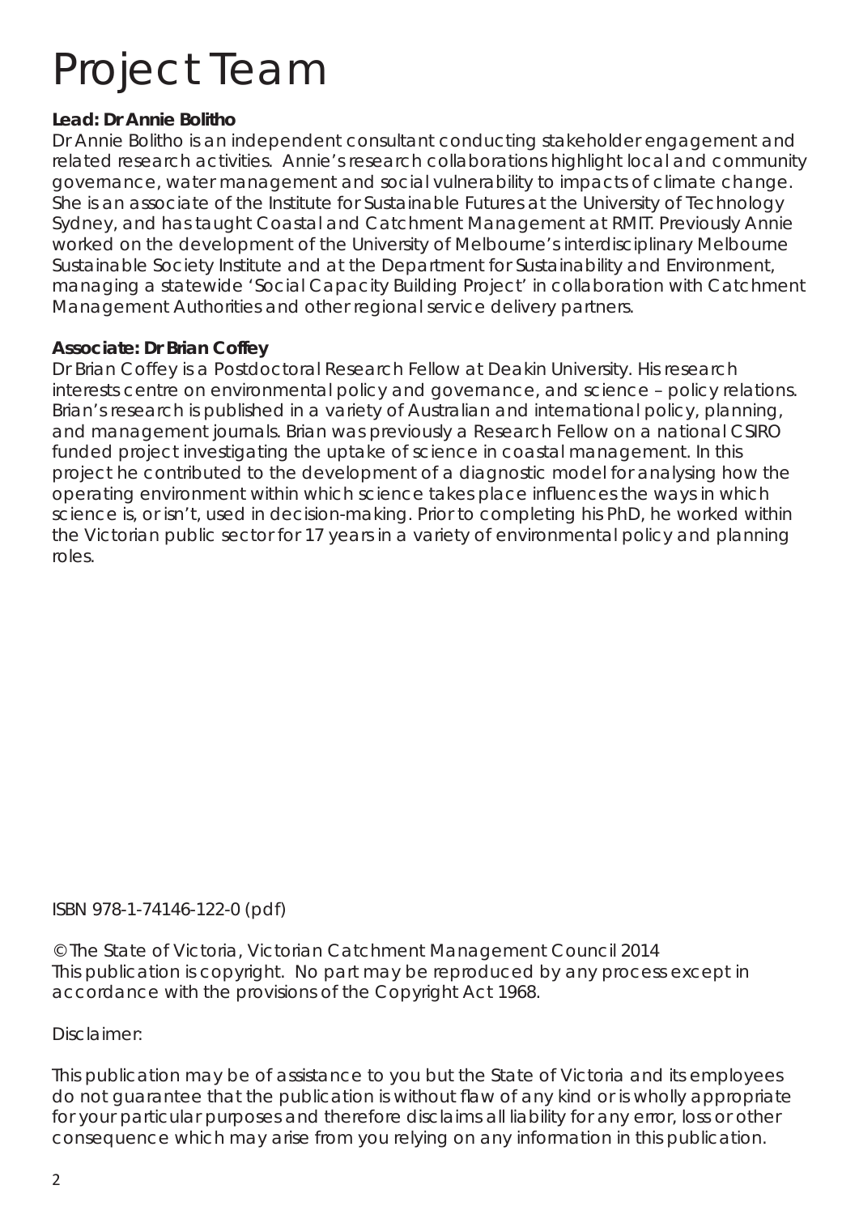# Project Team

**Lead: Dr Annie Bolitho**

Dr Annie Bolitho is an independent consultant conducting stakeholder engagement and related research activities. Annie's research collaborations highlight local and community governance, water management and social vulnerability to impacts of climate change. She is an associate of the Institute for Sustainable Futures at the University of Technology Sydney, and has taught Coastal and Catchment Management at RMIT. Previously Annie worked on the development of the University of Melbourne's interdisciplinary Melbourne Sustainable Society Institute and at the Department for Sustainability and Environment, managing a statewide 'Social Capacity Building Project' in collaboration with Catchment Management Authorities and other regional service delivery partners.

**Associate: Dr Brian Coffey**

Dr Brian Coffey is a Postdoctoral Research Fellow at Deakin University. His research interests centre on environmental policy and governance, and science – policy relations. Brian's research is published in a variety of Australian and international policy, planning, and management journals. Brian was previously a Research Fellow on a national CSIRO funded project investigating the uptake of science in coastal management. In this project he contributed to the development of a diagnostic model for analysing how the operating environment within which science takes place influences the ways in which science is, or isn't, used in decision-making. Prior to completing his PhD, he worked within the Victorian public sector for 17 years in a variety of environmental policy and planning roles.

ISBN 978-1-74146-122-0 (pdf)

© The State of Victoria, Victorian Catchment Management Council 2014
This publication is copyright. No part may be reproduced by any process except in accordance with the provisions of the Copyright Act 1968.

Disclaimer:

This publication may be of assistance to you but the State of Victoria and its employees do not guarantee that the publication is without flaw of any kind or is wholly appropriate for your particular purposes and therefore disclaims all liability for any error, loss or other consequence which may arise from you relying on any information in this publication.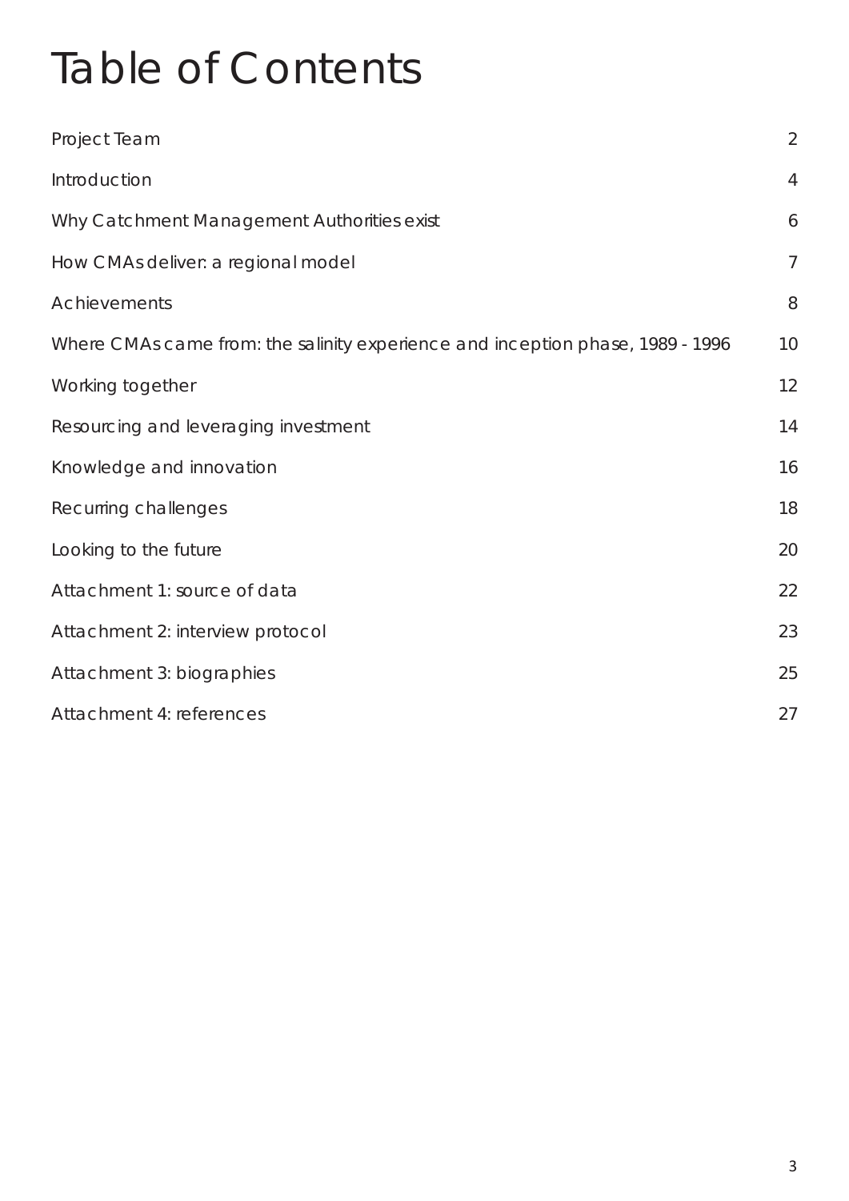# Table of Contents

| | |
|---|---|
| Project Team | 2 |
| Introduction | 4 |
| Why Catchment Management Authorities exist | 6 |
| How CMAs deliver: a regional model | 7 |
| Achievements | 8 |
| Where CMAs came from: the salinity experience and inception phase, 1989 - 1996 | 10 |
| Working together | 12 |
| Resourcing and leveraging investment | 14 |
| Knowledge and innovation | 16 |
| Recurring challenges | 18 |
| Looking to the future | 20 |
| Attachment 1: source of data | 22 |
| Attachment 2: interview protocol | 23 |
| Attachment 3: biographies | 25 |
| Attachment 4: references | 27 |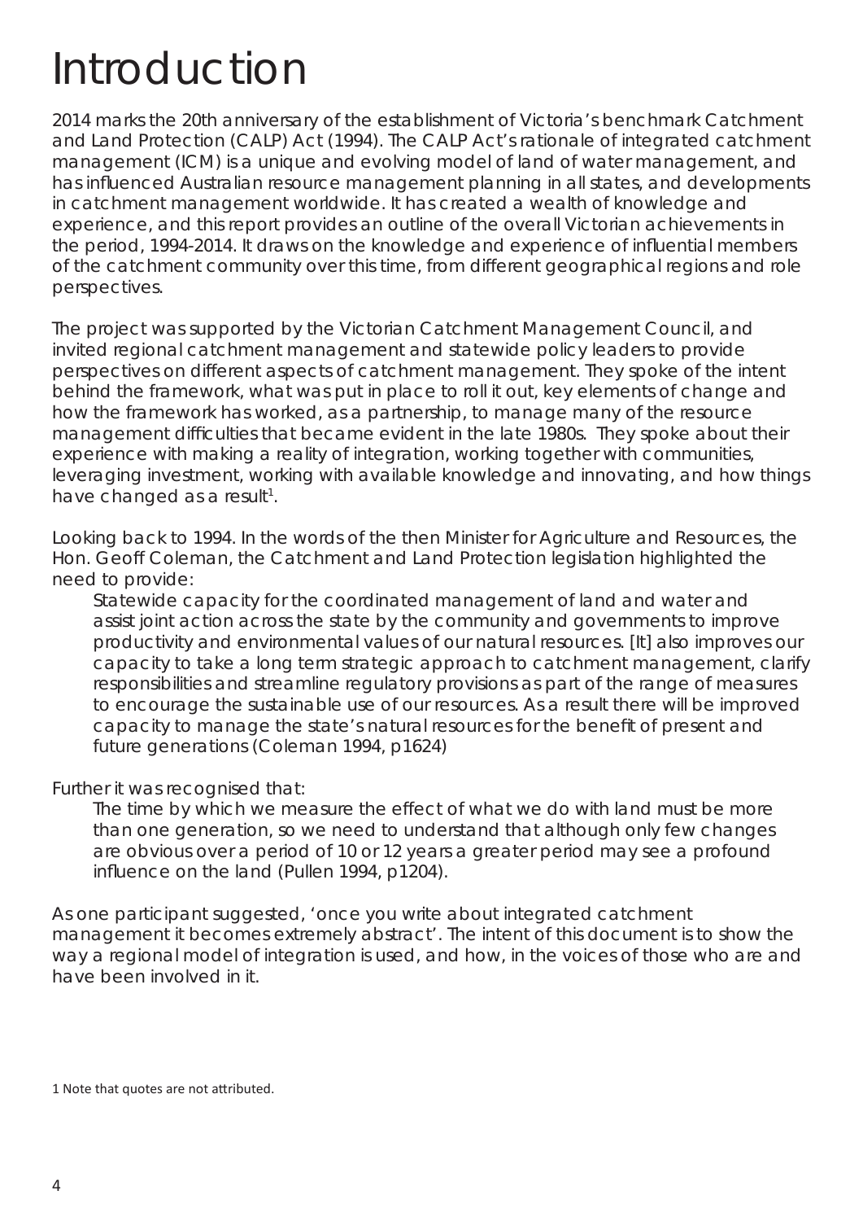# Introduction

2014 marks the 20th anniversary of the establishment of Victoria's benchmark Catchment and Land Protection (CALP) Act (1994). The CALP Act's rationale of integrated catchment management (ICM) is a unique and evolving model of land of water management, and has influenced Australian resource management planning in all states, and developments in catchment management worldwide. It has created a wealth of knowledge and experience, and this report provides an outline of the overall Victorian achievements in the period, 1994-2014. It draws on the knowledge and experience of influential members of the catchment community over this time, from different geographical regions and role perspectives.

The project was supported by the Victorian Catchment Management Council, and invited regional catchment management and statewide policy leaders to provide perspectives on different aspects of catchment management. They spoke of the intent behind the framework, what was put in place to roll it out, key elements of change and how the framework has worked, as a partnership, to manage many of the resource management difficulties that became evident in the late 1980s. They spoke about their experience with making a reality of integration, working together with communities, leveraging investment, working with available knowledge and innovating, and how things have changed as a result[1].

Looking back to 1994. In the words of the then Minister for Agriculture and Resources, the Hon. Geoff Coleman, the Catchment and Land Protection legislation highlighted the need to provide:

> Statewide capacity for the coordinated management of land and water and assist joint action across the state by the community and governments to improve productivity and environmental values of our natural resources. [It] also improves our capacity to take a long term strategic approach to catchment management, clarify responsibilities and streamline regulatory provisions as part of the range of measures to encourage the sustainable use of our resources. As a result there will be improved capacity to manage the state's natural resources for the benefit of present and future generations (Coleman 1994, p1624)

Further it was recognised that:

> The time by which we measure the effect of what we do with land must be more than one generation, so we need to understand that although only few changes are obvious over a period of 10 or 12 years a greater period may see a profound influence on the land (Pullen 1994, p1204).

As one participant suggested, 'once you write about integrated catchment management it becomes extremely abstract'. The intent of this document is to show the way a regional model of integration is used, and how, in the voices of those who are and have been involved in it.

1 Note that quotes are not attributed.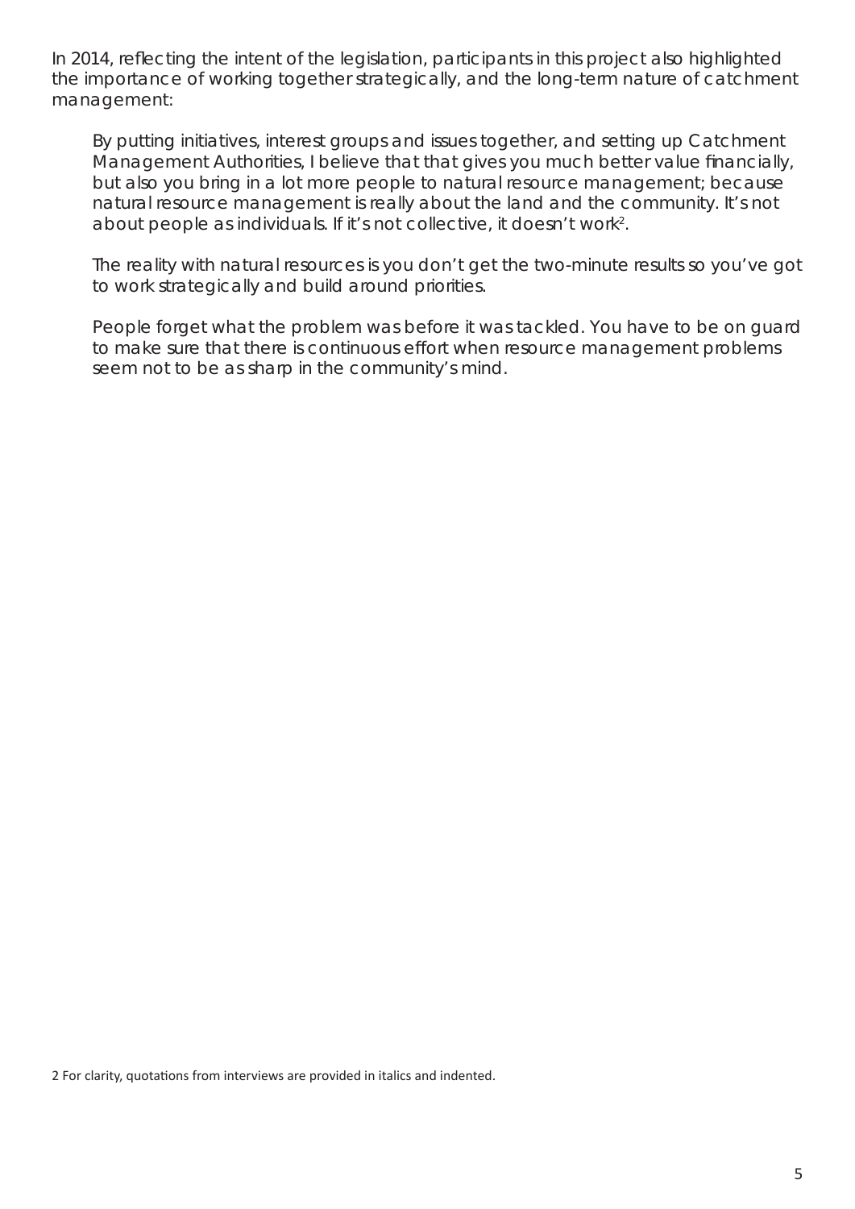In 2014, reflecting the intent of the legislation, participants in this project also highlighted the importance of working together strategically, and the long-term nature of catchment management:

> *By putting initiatives, interest groups and issues together, and setting up Catchment Management Authorities, I believe that that gives you much better value financially, but also you bring in a lot more people to natural resource management; because natural resource management is really about the land and the community. It's not about people as individuals. If it's not collective, it doesn't work*[2].

> *The reality with natural resources is you don't get the two-minute results so you've got to work strategically and build around priorities.*

> *People forget what the problem was before it was tackled. You have to be on guard to make sure that there is continuous effort when resource management problems seem not to be as sharp in the community's mind.*

2 For clarity, quotations from interviews are provided in italics and indented.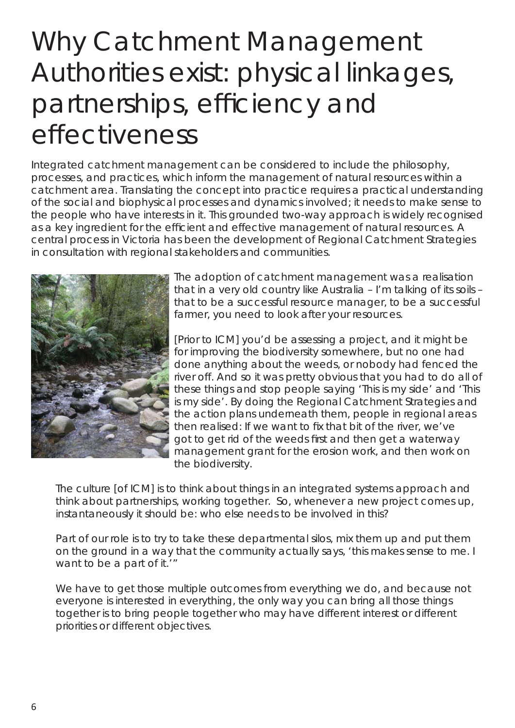# Why Catchment Management Authorities exist: physical linkages, partnerships, efficiency and effectiveness

Integrated catchment management can be considered to include the philosophy, processes, and practices, which inform the management of natural resources within a catchment area. Translating the concept into practice requires a practical understanding of the social and biophysical processes and dynamics involved; it needs to make sense to the people who have interests in it. This grounded two-way approach is widely recognised as a key ingredient for the efficient and effective management of natural resources. A central process in Victoria has been the development of Regional Catchment Strategies in consultation with regional stakeholders and communities.

*The adoption of catchment management was a realisation that in a very old country like Australia – I'm talking of its soils – that to be a successful resource manager, to be a successful farmer, you need to look after your resources.*

*[Prior to ICM] you'd be assessing a project, and it might be for improving the biodiversity somewhere, but no one had done anything about the weeds, or nobody had fenced the river off. And so it was pretty obvious that you had to do all of these things and stop people saying 'This is my side' and 'This is my side'. By doing the Regional Catchment Strategies and the action plans underneath them, people in regional areas then realised: If we want to fix that bit of the river, we've got to get rid of the weeds first and then get a waterway management grant for the erosion work, and then work on the biodiversity.*

*The culture [of ICM] is to think about things in an integrated systems approach and think about partnerships, working together. So, whenever a new project comes up, instantaneously it should be: who else needs to be involved in this?*

*Part of our role is to try to take these departmental silos, mix them up and put them on the ground in a way that the community actually says, 'this makes sense to me. I want to be a part of it.'"*

*We have to get those multiple outcomes from everything we do, and because not everyone is interested in everything, the only way you can bring all those things together is to bring people together who may have different interest or different priorities or different objectives.*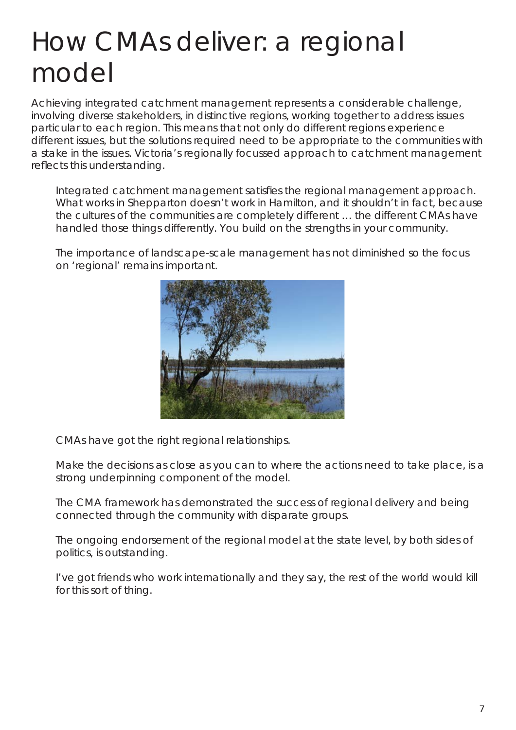# How CMAs deliver: a regional model

Achieving integrated catchment management represents a considerable challenge, involving diverse stakeholders, in distinctive regions, working together to address issues particular to each region. This means that not only do different regions experience different issues, but the solutions required need to be appropriate to the communities with a stake in the issues. Victoria's regionally focussed approach to catchment management reflects this understanding.

> Integrated catchment management satisfies the regional management approach. What works in Shepparton doesn't work in Hamilton, and it shouldn't in fact, because the cultures of the communities are completely different … the different CMAs have handled those things differently. You build on the strengths in your community.
>
> The importance of landscape-scale management has not diminished so the focus on 'regional' remains important.
>
> CMAs have got the right regional relationships.
>
> Make the decisions as close as you can to where the actions need to take place, is a strong underpinning component of the model.
>
> The CMA framework has demonstrated the success of regional delivery and being connected through the community with disparate groups.
>
> The ongoing endorsement of the regional model at the state level, by both sides of politics, is outstanding.
>
> I've got friends who work internationally and they say, the rest of the world would kill for this sort of thing.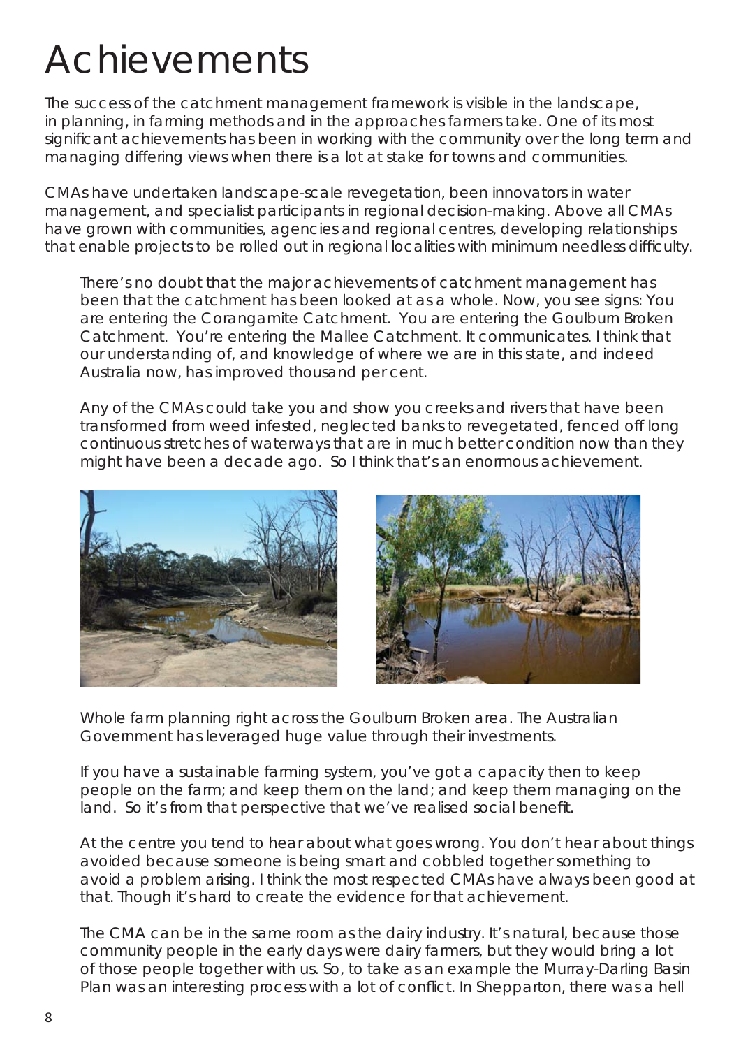# Achievements

The success of the catchment management framework is visible in the landscape, in planning, in farming methods and in the approaches farmers take. One of its most significant achievements has been in working with the community over the long term and managing differing views when there is a lot at stake for towns and communities.

CMAs have undertaken landscape-scale revegetation, been innovators in water management, and specialist participants in regional decision-making. Above all CMAs have grown with communities, agencies and regional centres, developing relationships that enable projects to be rolled out in regional localities with minimum needless difficulty.

> There's no doubt that the major achievements of catchment management has been that the catchment has been looked at as a whole. Now, you see signs: You are entering the Corangamite Catchment. You are entering the Goulburn Broken Catchment. You're entering the Mallee Catchment. It communicates. I think that our understanding of, and knowledge of where we are in this state, and indeed Australia now, has improved thousand per cent.
>
> Any of the CMAs could take you and show you creeks and rivers that have been transformed from weed infested, neglected banks to revegetated, fenced off long continuous stretches of waterways that are in much better condition now than they might have been a decade ago. So I think that's an enormous achievement.
>
> Whole farm planning right across the Goulburn Broken area. The Australian Government has leveraged huge value through their investments.
>
> If you have a sustainable farming system, you've got a capacity then to keep people on the farm; and keep them on the land; and keep them managing on the land. So it's from that perspective that we've realised social benefit.
>
> At the centre you tend to hear about what goes wrong. You don't hear about things avoided because someone is being smart and cobbled together something to avoid a problem arising. I think the most respected CMAs have always been good at that. Though it's hard to create the evidence for that achievement.
>
> The CMA can be in the same room as the dairy industry. It's natural, because those community people in the early days were dairy farmers, but they would bring a lot of those people together with us. So, to take as an example the Murray-Darling Basin Plan was an interesting process with a lot of conflict. In Shepparton, there was a hell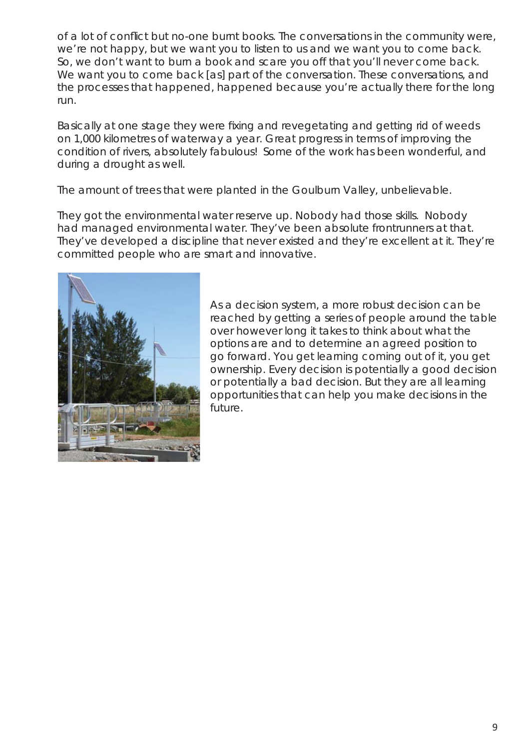of a lot of conflict but no-one burnt books. The conversations in the community were, we're not happy, but we want you to listen to us and we want you to come back. So, we don't want to burn a book and scare you off that you'll never come back. We want you to come back [as] part of the conversation. These conversations, and the processes that happened, happened because you're actually there for the long run.

Basically at one stage they were fixing and revegetating and getting rid of weeds on 1,000 kilometres of waterway a year. Great progress in terms of improving the condition of rivers, absolutely fabulous! Some of the work has been wonderful, and during a drought as well.

The amount of trees that were planted in the Goulburn Valley, unbelievable.

They got the environmental water reserve up. Nobody had those skills. Nobody had managed environmental water. They've been absolute frontrunners at that. They've developed a discipline that never existed and they're excellent at it. They're committed people who are smart and innovative.

As a decision system, a more robust decision can be reached by getting a series of people around the table over however long it takes to think about what the options are and to determine an agreed position to go forward. You get learning coming out of it, you get ownership. Every decision is potentially a good decision or potentially a bad decision. But they are all learning opportunities that can help you make decisions in the future.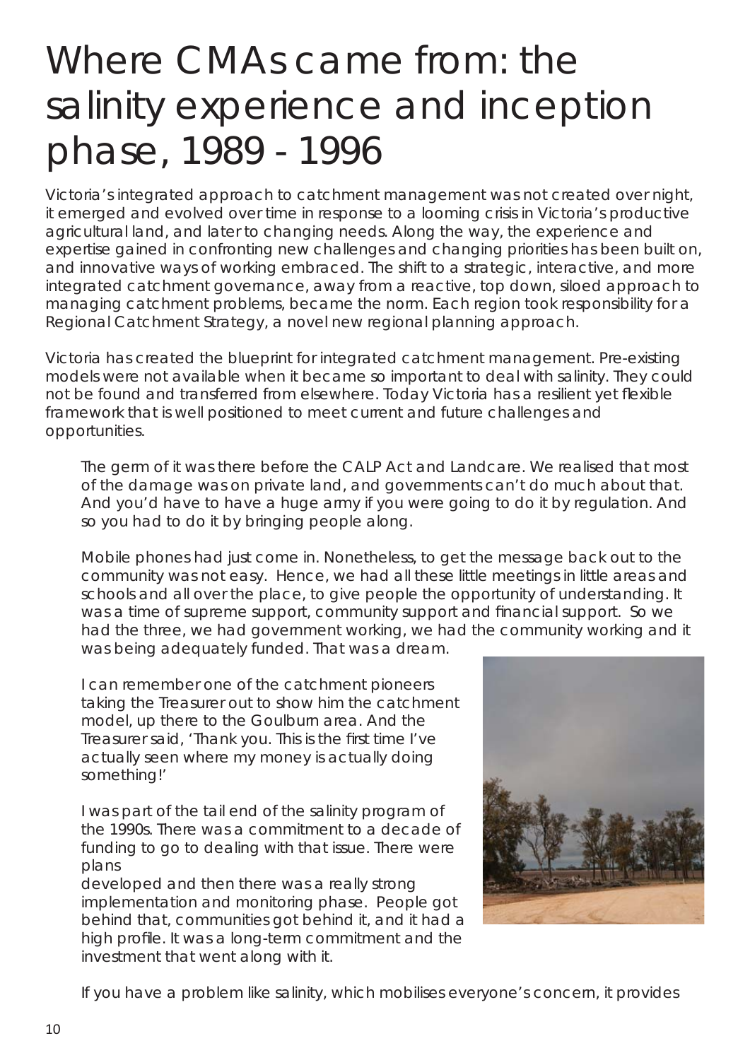# Where CMAs came from: the salinity experience and inception phase, 1989 - 1996

Victoria's integrated approach to catchment management was not created over night, it emerged and evolved over time in response to a looming crisis in Victoria's productive agricultural land, and later to changing needs. Along the way, the experience and expertise gained in confronting new challenges and changing priorities has been built on, and innovative ways of working embraced. The shift to a strategic, interactive, and more integrated catchment governance, away from a reactive, top down, siloed approach to managing catchment problems, became the norm. Each region took responsibility for a Regional Catchment Strategy, a novel new regional planning approach.

Victoria has created the blueprint for integrated catchment management. Pre-existing models were not available when it became so important to deal with salinity. They could not be found and transferred from elsewhere. Today Victoria has a resilient yet flexible framework that is well positioned to meet current and future challenges and opportunities.

> *The germ of it was there before the CALP Act and Landcare. We realised that most of the damage was on private land, and governments can't do much about that. And you'd have to have a huge army if you were going to do it by regulation. And so you had to do it by bringing people along.*
>
> *Mobile phones had just come in. Nonetheless, to get the message back out to the community was not easy. Hence, we had all these little meetings in little areas and schools and all over the place, to give people the opportunity of understanding. It was a time of supreme support, community support and financial support. So we had the three, we had government working, we had the community working and it was being adequately funded. That was a dream.*
>
> *I can remember one of the catchment pioneers taking the Treasurer out to show him the catchment model, up there to the Goulburn area. And the Treasurer said, 'Thank you. This is the first time I've actually seen where my money is actually doing something!'*
>
> *I was part of the tail end of the salinity program of the 1990s. There was a commitment to a decade of funding to go to dealing with that issue. There were plans developed and then there was a really strong implementation and monitoring phase. People got behind that, communities got behind it, and it had a high profile. It was a long-term commitment and the investment that went along with it.*
>
> *If you have a problem like salinity, which mobilises everyone's concern, it provides*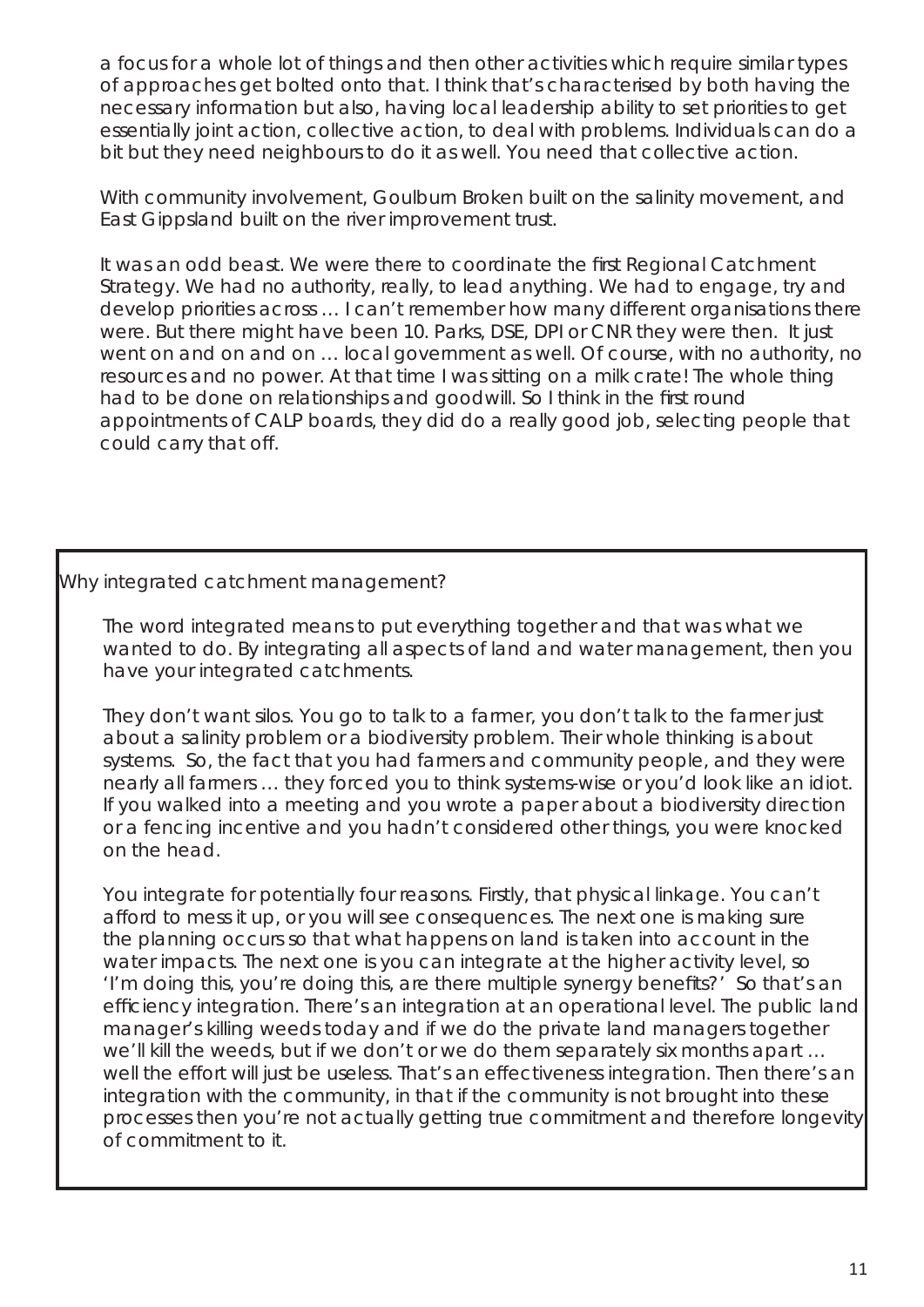a focus for a whole lot of things and then other activities which require similar types of approaches get bolted onto that. I think that's characterised by both having the necessary information but also, having local leadership ability to set priorities to get essentially joint action, collective action, to deal with problems. Individuals can do a bit but they need neighbours to do it as well. You need that collective action.

With community involvement, Goulburn Broken built on the salinity movement, and East Gippsland built on the river improvement trust.

It was an odd beast. We were there to coordinate the first Regional Catchment Strategy. We had no authority, really, to lead anything. We had to engage, try and develop priorities across … I can't remember how many different organisations there were. But there might have been 10. Parks, DSE, DPI or CNR they were then. It just went on and on and on … local government as well. Of course, with no authority, no resources and no power. At that time I was sitting on a milk crate! The whole thing had to be done on relationships and goodwill. So I think in the first round appointments of CALP boards, they did do a really good job, selecting people that could carry that off.

Why integrated catchment management?

The word integrated means to put everything together and that was what we wanted to do. By integrating all aspects of land and water management, then you have your integrated catchments.

They don't want silos. You go to talk to a farmer, you don't talk to the farmer just about a salinity problem or a biodiversity problem. Their whole thinking is about systems. So, the fact that you had farmers and community people, and they were nearly all farmers … they forced you to think systems-wise or you'd look like an idiot. If you walked into a meeting and you wrote a paper about a biodiversity direction or a fencing incentive and you hadn't considered other things, you were knocked on the head.

You integrate for potentially four reasons. Firstly, that physical linkage. You can't afford to mess it up, or you will see consequences. The next one is making sure the planning occurs so that what happens on land is taken into account in the water impacts. The next one is you can integrate at the higher activity level, so 'I'm doing this, you're doing this, are there multiple synergy benefits?' So that's an efficiency integration. There's an integration at an operational level. The public land manager's killing weeds today and if we do the private land managers together we'll kill the weeds, but if we don't or we do them separately six months apart … well the effort will just be useless. That's an effectiveness integration. Then there's an integration with the community, in that if the community is not brought into these processes then you're not actually getting true commitment and therefore longevity of commitment to it.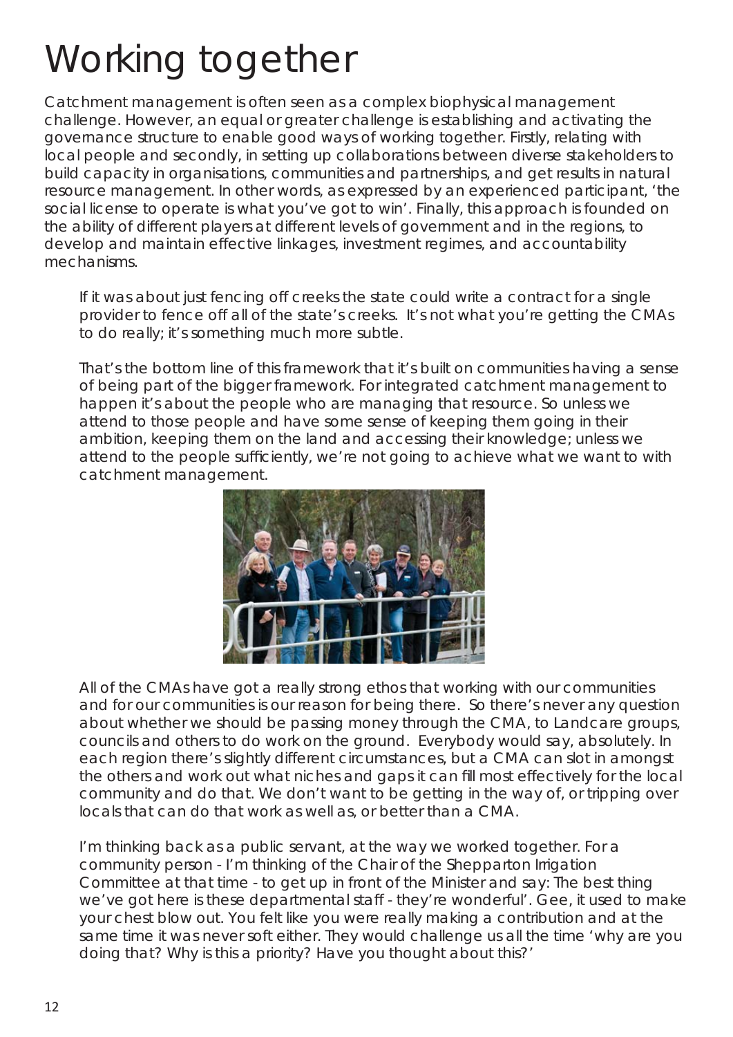# Working together

Catchment management is often seen as a complex biophysical management challenge. However, an equal or greater challenge is establishing and activating the governance structure to enable good ways of working together. Firstly, relating with local people and secondly, in setting up collaborations between diverse stakeholders to build capacity in organisations, communities and partnerships, and get results in natural resource management. In other words, as expressed by an experienced participant, 'the social license to operate is what you've got to win'. Finally, this approach is founded on the ability of different players at different levels of government and in the regions, to develop and maintain effective linkages, investment regimes, and accountability mechanisms.

> *If it was about just fencing off creeks the state could write a contract for a single provider to fence off all of the state's creeks. It's not what you're getting the CMAs to do really; it's something much more subtle.*

> *That's the bottom line of this framework that it's built on communities having a sense of being part of the bigger framework. For integrated catchment management to happen it's about the people who are managing that resource. So unless we attend to those people and have some sense of keeping them going in their ambition, keeping them on the land and accessing their knowledge; unless we attend to the people sufficiently, we're not going to achieve what we want to with catchment management.*

> *All of the CMAs have got a really strong ethos that working with our communities and for our communities is our reason for being there. So there's never any question about whether we should be passing money through the CMA, to Landcare groups, councils and others to do work on the ground. Everybody would say, absolutely. In each region there's slightly different circumstances, but a CMA can slot in amongst the others and work out what niches and gaps it can fill most effectively for the local community and do that. We don't want to be getting in the way of, or tripping over locals that can do that work as well as, or better than a CMA.*

> *I'm thinking back as a public servant, at the way we worked together. For a community person - I'm thinking of the Chair of the Shepparton Irrigation Committee at that time - to get up in front of the Minister and say: The best thing we've got here is these departmental staff - they're wonderful'. Gee, it used to make your chest blow out. You felt like you were really making a contribution and at the same time it was never soft either. They would challenge us all the time 'why are you doing that? Why is this a priority? Have you thought about this?'*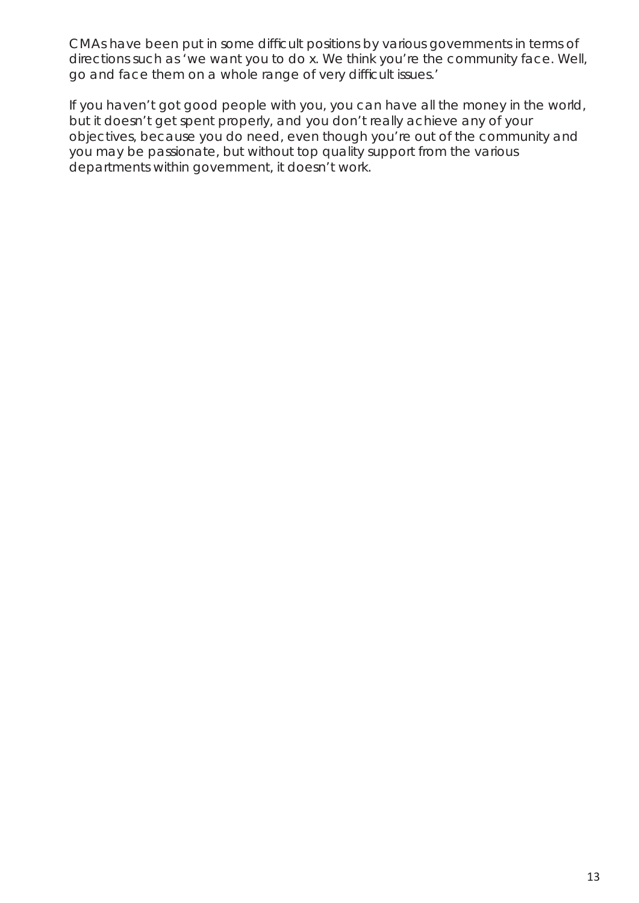CMAs have been put in some difficult positions by various governments in terms of directions such as 'we want you to do x. We think you're the community face. Well, go and face them on a whole range of very difficult issues.'

If you haven't got good people with you, you can have all the money in the world, but it doesn't get spent properly, and you don't really achieve any of your objectives, because you do need, even though you're out of the community and you may be passionate, but without top quality support from the various departments within government, it doesn't work.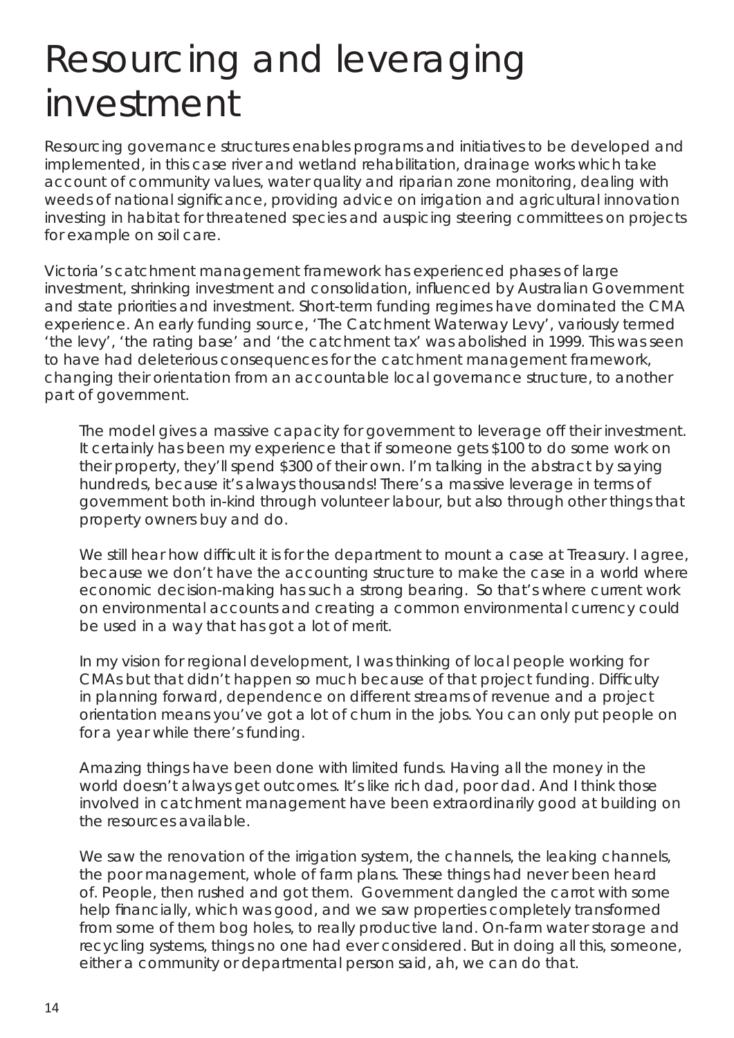# Resourcing and leveraging investment

Resourcing governance structures enables programs and initiatives to be developed and implemented, in this case river and wetland rehabilitation, drainage works which take account of community values, water quality and riparian zone monitoring, dealing with weeds of national significance, providing advice on irrigation and agricultural innovation investing in habitat for threatened species and auspicing steering committees on projects for example on soil care.

Victoria's catchment management framework has experienced phases of large investment, shrinking investment and consolidation, influenced by Australian Government and state priorities and investment. Short-term funding regimes have dominated the CMA experience. An early funding source, 'The Catchment Waterway Levy', variously termed 'the levy', 'the rating base' and 'the catchment tax' was abolished in 1999. This was seen to have had deleterious consequences for the catchment management framework, changing their orientation from an accountable local governance structure, to another part of government.

> The model gives a massive capacity for government to leverage off their investment. It certainly has been my experience that if someone gets $100 to do some work on their property, they'll spend $300 of their own. I'm talking in the abstract by saying hundreds, because it's always thousands! There's a massive leverage in terms of government both in-kind through volunteer labour, but also through other things that property owners buy and do.

> We still hear how difficult it is for the department to mount a case at Treasury. I agree, because we don't have the accounting structure to make the case in a world where economic decision-making has such a strong bearing. So that's where current work on environmental accounts and creating a common environmental currency could be used in a way that has got a lot of merit.

> In my vision for regional development, I was thinking of local people working for CMAs but that didn't happen so much because of that project funding. Difficulty in planning forward, dependence on different streams of revenue and a project orientation means you've got a lot of churn in the jobs. You can only put people on for a year while there's funding.

> Amazing things have been done with limited funds. Having all the money in the world doesn't always get outcomes. It's like rich dad, poor dad. And I think those involved in catchment management have been extraordinarily good at building on the resources available.

> We saw the renovation of the irrigation system, the channels, the leaking channels, the poor management, whole of farm plans. These things had never been heard of. People, then rushed and got them. Government dangled the carrot with some help financially, which was good, and we saw properties completely transformed from some of them bog holes, to really productive land. On-farm water storage and recycling systems, things no one had ever considered. But in doing all this, someone, either a community or departmental person said, ah, we can do that.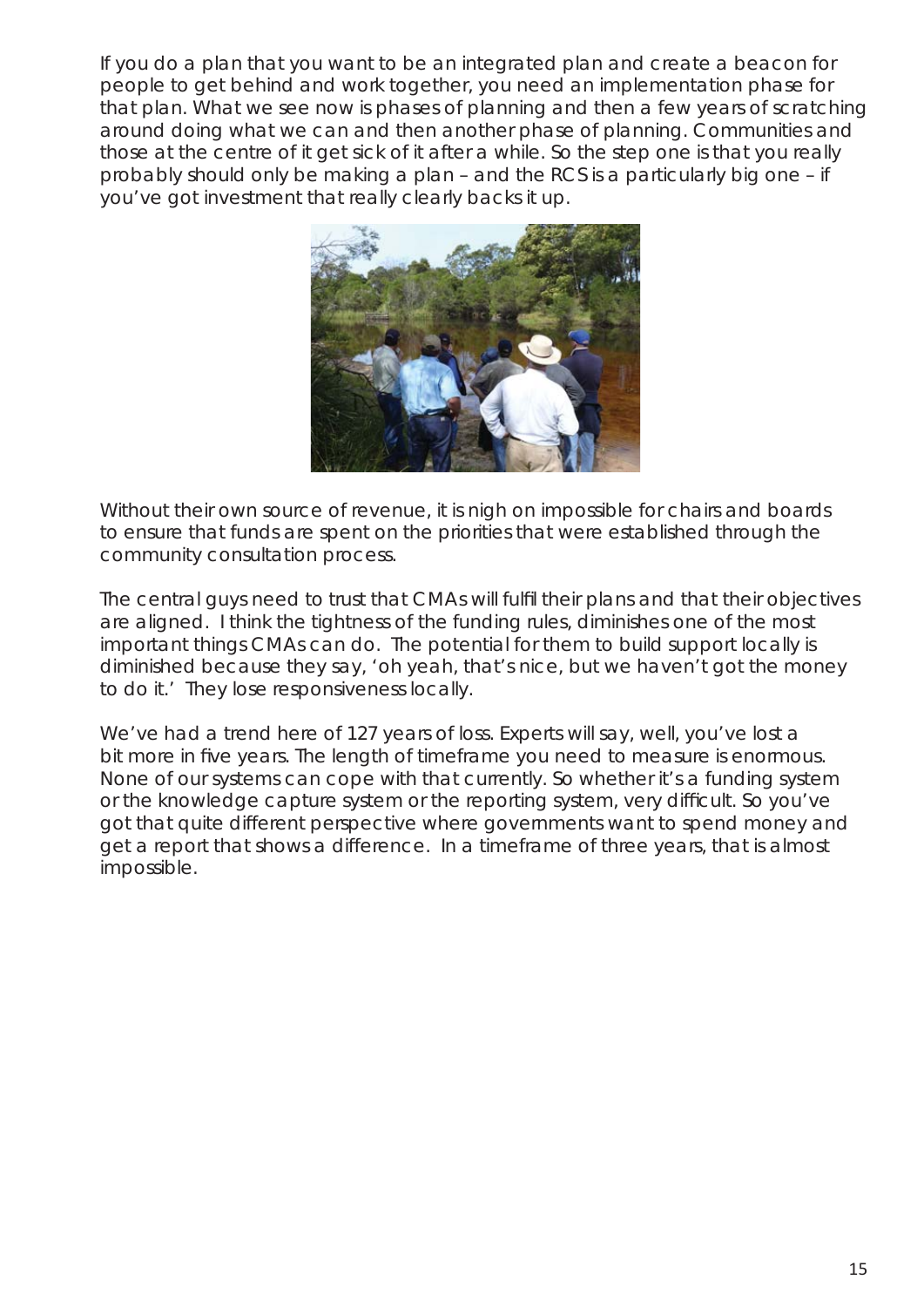If you do a plan that you want to be an integrated plan and create a beacon for people to get behind and work together, you need an implementation phase for that plan. What we see now is phases of planning and then a few years of scratching around doing what we can and then another phase of planning. Communities and those at the centre of it get sick of it after a while. So the step one is that you really probably should only be making a plan – and the RCS is a particularly big one – if you've got investment that really clearly backs it up.

Without their own source of revenue, it is nigh on impossible for chairs and boards to ensure that funds are spent on the priorities that were established through the community consultation process.

The central guys need to trust that CMAs will fulfil their plans and that their objectives are aligned. I think the tightness of the funding rules, diminishes one of the most important things CMAs can do. The potential for them to build support locally is diminished because they say, 'oh yeah, that's nice, but we haven't got the money to do it.' They lose responsiveness locally.

We've had a trend here of 127 years of loss. Experts will say, well, you've lost a bit more in five years. The length of timeframe you need to measure is enormous. None of our systems can cope with that currently. So whether it's a funding system or the knowledge capture system or the reporting system, very difficult. So you've got that quite different perspective where governments want to spend money and get a report that shows a difference. In a timeframe of three years, that is almost impossible.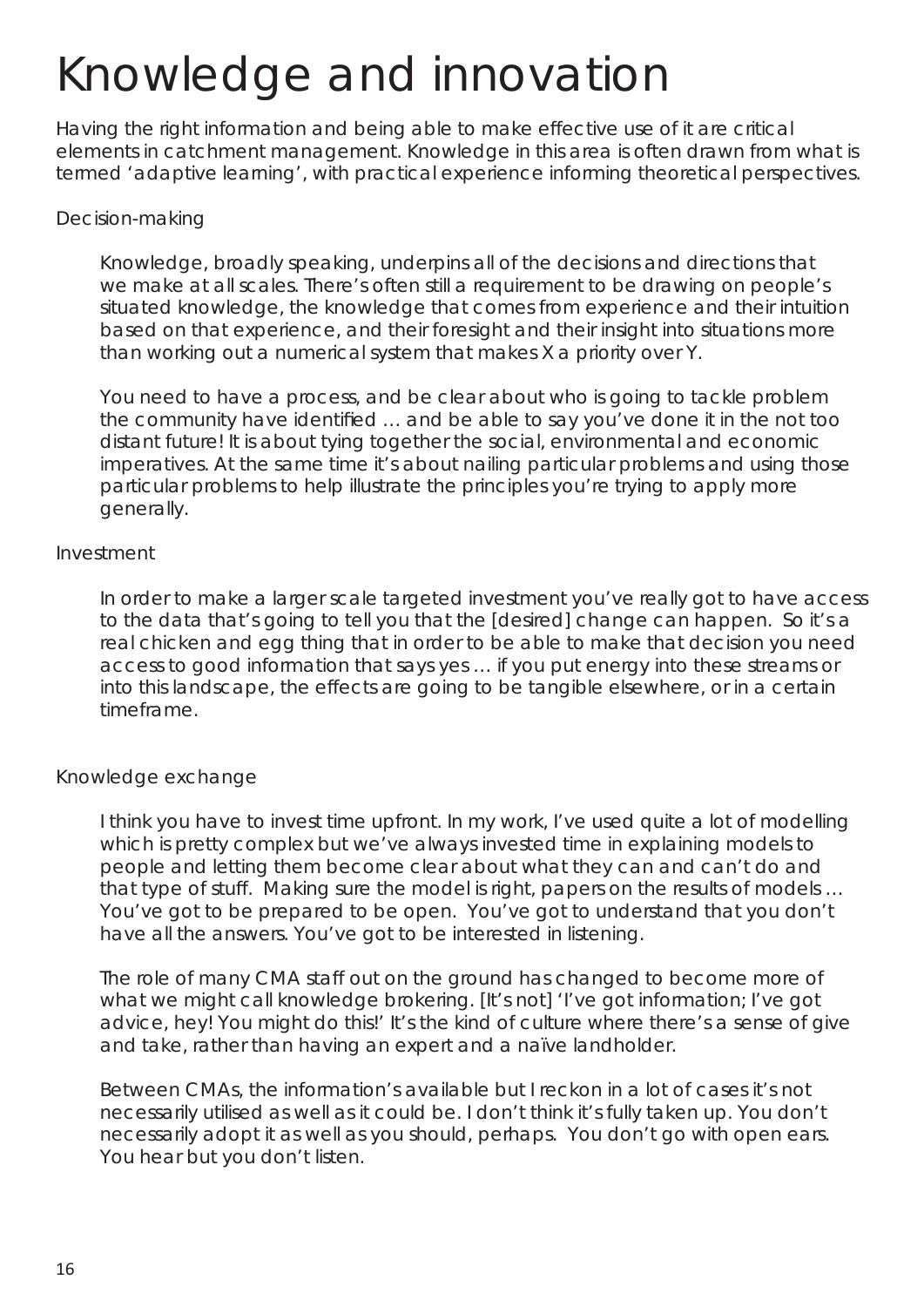# Knowledge and innovation

Having the right information and being able to make effective use of it are critical elements in catchment management. Knowledge in this area is often drawn from what is termed 'adaptive learning', with practical experience informing theoretical perspectives.

## Decision-making

> Knowledge, broadly speaking, underpins all of the decisions and directions that we make at all scales. There's often still a requirement to be drawing on people's situated knowledge, the knowledge that comes from experience and their intuition based on that experience, and their foresight and their insight into situations more than working out a numerical system that makes X a priority over Y.
>
> You need to have a process, and be clear about who is going to tackle problem the community have identified … and be able to say you've done it in the not too distant future! It is about tying together the social, environmental and economic imperatives. At the same time it's about nailing particular problems and using those particular problems to help illustrate the principles you're trying to apply more generally.

## Investment

> In order to make a larger scale targeted investment you've really got to have access to the data that's going to tell you that the [desired] change can happen. So it's a real chicken and egg thing that in order to be able to make that decision you need access to good information that says yes … if you put energy into these streams or into this landscape, the effects are going to be tangible elsewhere, or in a certain timeframe.

## Knowledge exchange

> I think you have to invest time upfront. In my work, I've used quite a lot of modelling which is pretty complex but we've always invested time in explaining models to people and letting them become clear about what they can and can't do and that type of stuff. Making sure the model is right, papers on the results of models … You've got to be prepared to be open. You've got to understand that you don't have all the answers. You've got to be interested in listening.
>
> The role of many CMA staff out on the ground has changed to become more of what we might call knowledge brokering. [It's not] 'I've got information; I've got advice, hey! You might do this!' It's the kind of culture where there's a sense of give and take, rather than having an expert and a naïve landholder.
>
> Between CMAs, the information's available but I reckon in a lot of cases it's not necessarily utilised as well as it could be. I don't think it's fully taken up. You don't necessarily adopt it as well as you should, perhaps. You don't go with open ears. You hear but you don't listen.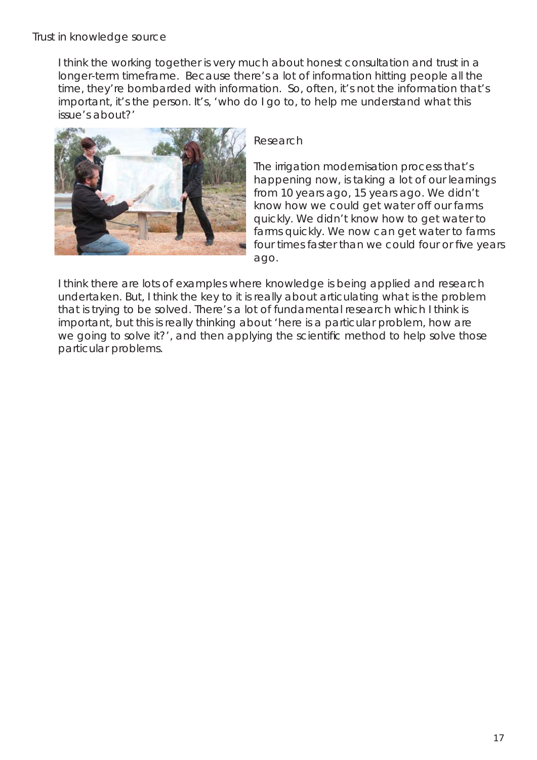Trust in knowledge source

I think the working together is very much about honest consultation and trust in a longer-term timeframe. Because there's a lot of information hitting people all the time, they're bombarded with information. So, often, it's not the information that's important, it's the person. It's, 'who do I go to, to help me understand what this issue's about?'

Research

The irrigation modernisation process that's happening now, is taking a lot of our learnings from 10 years ago, 15 years ago. We didn't know how we could get water off our farms quickly. We didn't know how to get water to farms quickly. We now can get water to farms four times faster than we could four or five years ago.

I think there are lots of examples where knowledge is being applied and research undertaken. But, I think the key to it is really about articulating what is the problem that is trying to be solved. There's a lot of fundamental research which I think is important, but this is really thinking about 'here is a particular problem, how are we going to solve it?', and then applying the scientific method to help solve those particular problems.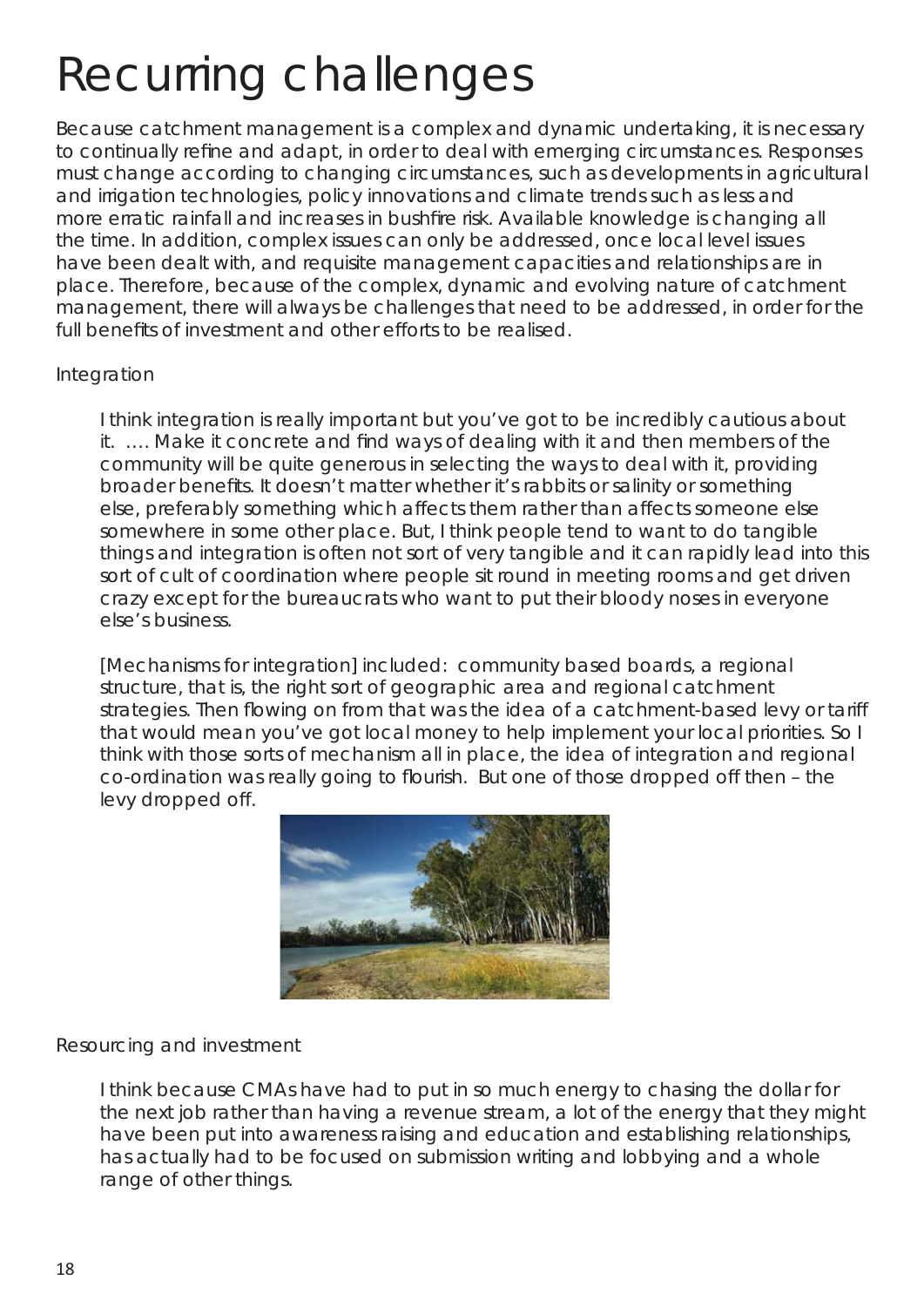# Recurring challenges

Because catchment management is a complex and dynamic undertaking, it is necessary to continually refine and adapt, in order to deal with emerging circumstances. Responses must change according to changing circumstances, such as developments in agricultural and irrigation technologies, policy innovations and climate trends such as less and more erratic rainfall and increases in bushfire risk. Available knowledge is changing all the time. In addition, complex issues can only be addressed, once local level issues have been dealt with, and requisite management capacities and relationships are in place. Therefore, because of the complex, dynamic and evolving nature of catchment management, there will always be challenges that need to be addressed, in order for the full benefits of investment and other efforts to be realised.

Integration

> I think integration is really important but you've got to be incredibly cautious about it. …. Make it concrete and find ways of dealing with it and then members of the community will be quite generous in selecting the ways to deal with it, providing broader benefits. It doesn't matter whether it's rabbits or salinity or something else, preferably something which affects them rather than affects someone else somewhere in some other place. But, I think people tend to want to do tangible things and integration is often not sort of very tangible and it can rapidly lead into this sort of cult of coordination where people sit round in meeting rooms and get driven crazy except for the bureaucrats who want to put their bloody noses in everyone else's business.
>
> [Mechanisms for integration] included: community based boards, a regional structure, that is, the right sort of geographic area and regional catchment strategies. Then flowing on from that was the idea of a catchment-based levy or tariff that would mean you've got local money to help implement your local priorities. So I think with those sorts of mechanism all in place, the idea of integration and regional co-ordination was really going to flourish. But one of those dropped off then – the levy dropped off.

Resourcing and investment

> I think because CMAs have had to put in so much energy to chasing the dollar for the next job rather than having a revenue stream, a lot of the energy that they might have been put into awareness raising and education and establishing relationships, has actually had to be focused on submission writing and lobbying and a whole range of other things.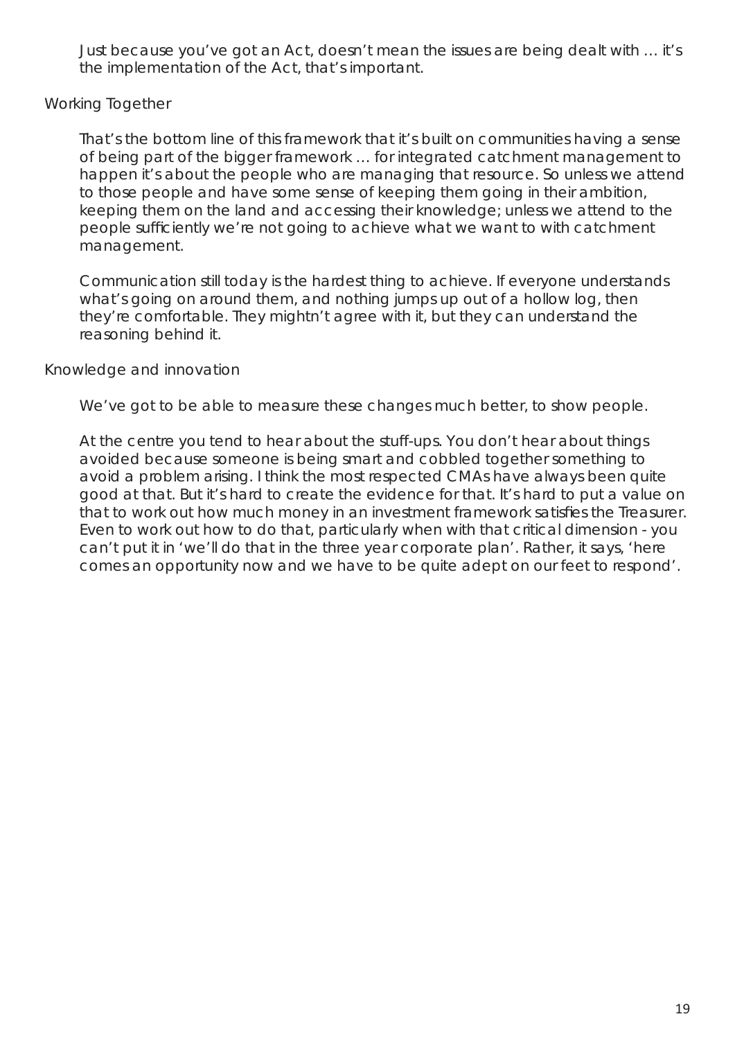Just because you've got an Act, doesn't mean the issues are being dealt with … it's the implementation of the Act, that's important.

Working Together

That's the bottom line of this framework that it's built on communities having a sense of being part of the bigger framework … for integrated catchment management to happen it's about the people who are managing that resource. So unless we attend to those people and have some sense of keeping them going in their ambition, keeping them on the land and accessing their knowledge; unless we attend to the people sufficiently we're not going to achieve what we want to with catchment management.

Communication still today is the hardest thing to achieve. If everyone understands what's going on around them, and nothing jumps up out of a hollow log, then they're comfortable. They mightn't agree with it, but they can understand the reasoning behind it.

Knowledge and innovation

We've got to be able to measure these changes much better, to show people.

At the centre you tend to hear about the stuff-ups. You don't hear about things avoided because someone is being smart and cobbled together something to avoid a problem arising. I think the most respected CMAs have always been quite good at that. But it's hard to create the evidence for that. It's hard to put a value on that to work out how much money in an investment framework satisfies the Treasurer. Even to work out how to do that, particularly when with that critical dimension - you can't put it in 'we'll do that in the three year corporate plan'. Rather, it says, 'here comes an opportunity now and we have to be quite adept on our feet to respond'.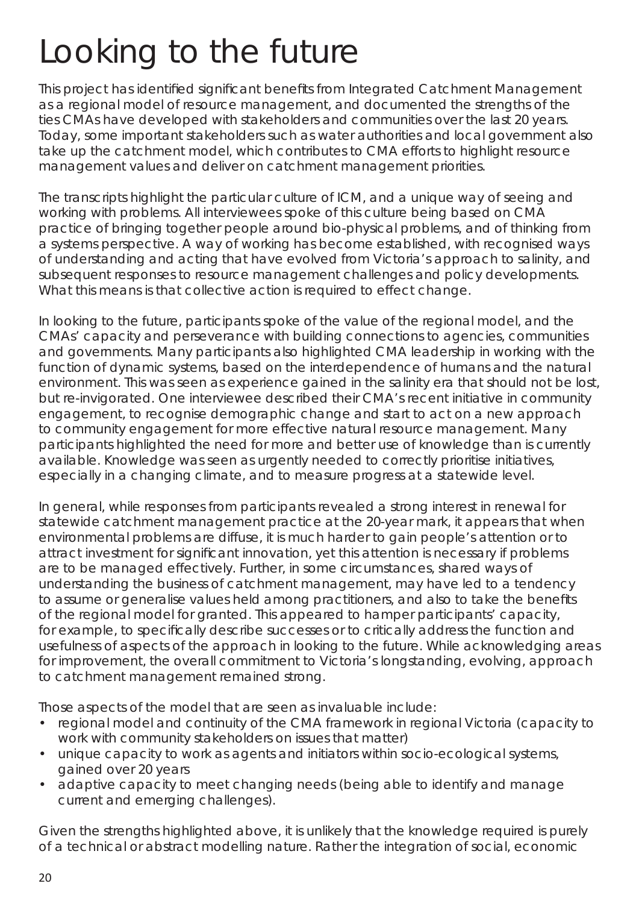# Looking to the future

This project has identified significant benefits from Integrated Catchment Management as a regional model of resource management, and documented the strengths of the ties CMAs have developed with stakeholders and communities over the last 20 years. Today, some important stakeholders such as water authorities and local government also take up the catchment model, which contributes to CMA efforts to highlight resource management values and deliver on catchment management priorities.

The transcripts highlight the particular culture of ICM, and a unique way of seeing and working with problems. All interviewees spoke of this culture being based on CMA practice of bringing together people around bio-physical problems, and of thinking from a systems perspective. A way of working has become established, with recognised ways of understanding and acting that have evolved from Victoria's approach to salinity, and subsequent responses to resource management challenges and policy developments. What this means is that collective action is required to effect change.

In looking to the future, participants spoke of the value of the regional model, and the CMAs' capacity and perseverance with building connections to agencies, communities and governments. Many participants also highlighted CMA leadership in working with the function of dynamic systems, based on the interdependence of humans and the natural environment. This was seen as experience gained in the salinity era that should not be lost, but re-invigorated. One interviewee described their CMA's recent initiative in community engagement, to recognise demographic change and start to act on a new approach to community engagement for more effective natural resource management. Many participants highlighted the need for more and better use of knowledge than is currently available. Knowledge was seen as urgently needed to correctly prioritise initiatives, especially in a changing climate, and to measure progress at a statewide level.

In general, while responses from participants revealed a strong interest in renewal for statewide catchment management practice at the 20-year mark, it appears that when environmental problems are diffuse, it is much harder to gain people's attention or to attract investment for significant innovation, yet this attention is necessary if problems are to be managed effectively. Further, in some circumstances, shared ways of understanding the business of catchment management, may have led to a tendency to assume or generalise values held among practitioners, and also to take the benefits of the regional model for granted. This appeared to hamper participants' capacity, for example, to specifically describe successes or to critically address the function and usefulness of aspects of the approach in looking to the future. While acknowledging areas for improvement, the overall commitment to Victoria's longstanding, evolving, approach to catchment management remained strong.

Those aspects of the model that are seen as invaluable include:

- regional model and continuity of the CMA framework in regional Victoria (capacity to work with community stakeholders on issues that matter)
- unique capacity to work as agents and initiators within socio-ecological systems, gained over 20 years
- adaptive capacity to meet changing needs (being able to identify and manage current and emerging challenges).

Given the strengths highlighted above, it is unlikely that the knowledge required is purely of a technical or abstract modelling nature. Rather the integration of social, economic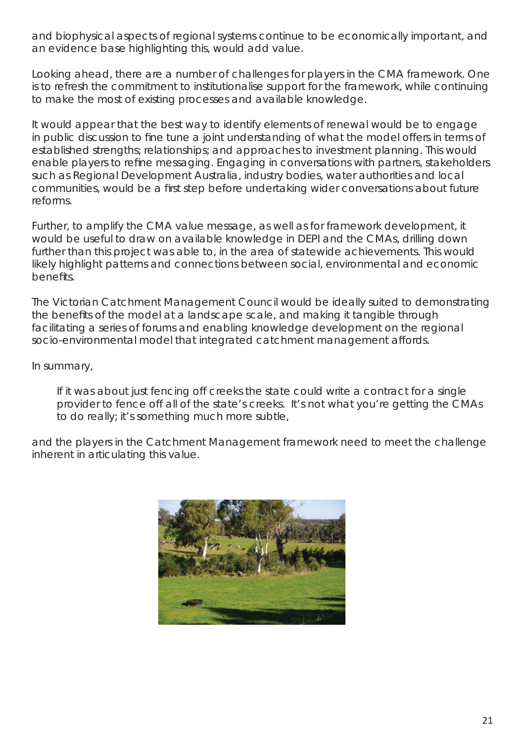and biophysical aspects of regional systems continue to be economically important, and an evidence base highlighting this, would add value.

Looking ahead, there are a number of challenges for players in the CMA framework. One is to refresh the commitment to institutionalise support for the framework, while continuing to make the most of existing processes and available knowledge.

It would appear that the best way to identify elements of renewal would be to engage in public discussion to fine tune a joint understanding of what the model offers in terms of established strengths; relationships; and approaches to investment planning. This would enable players to refine messaging. Engaging in conversations with partners, stakeholders such as Regional Development Australia, industry bodies, water authorities and local communities, would be a first step before undertaking wider conversations about future reforms.

Further, to amplify the CMA value message, as well as for framework development, it would be useful to draw on available knowledge in DEPI and the CMAs, drilling down further than this project was able to, in the area of statewide achievements. This would likely highlight patterns and connections between social, environmental and economic benefits.

The Victorian Catchment Management Council would be ideally suited to demonstrating the benefits of the model at a landscape scale, and making it tangible through facilitating a series of forums and enabling knowledge development on the regional socio-environmental model that integrated catchment management affords.

In summary,

> *If it was about just fencing off creeks the state could write a contract for a single provider to fence off all of the state's creeks. It's not what you're getting the CMAs to do really; it's something much more subtle,*

and the players in the Catchment Management framework need to meet the challenge inherent in articulating this value.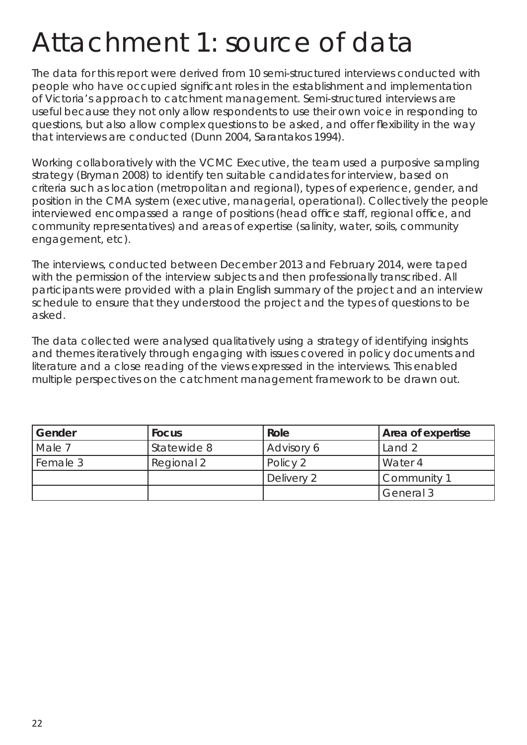# Attachment 1: source of data

The data for this report were derived from 10 semi-structured interviews conducted with people who have occupied significant roles in the establishment and implementation of Victoria's approach to catchment management. Semi-structured interviews are useful because they not only allow respondents to use their own voice in responding to questions, but also allow complex questions to be asked, and offer flexibility in the way that interviews are conducted (Dunn 2004, Sarantakos 1994).

Working collaboratively with the VCMC Executive, the team used a purposive sampling strategy (Bryman 2008) to identify ten suitable candidates for interview, based on criteria such as location (metropolitan and regional), types of experience, gender, and position in the CMA system (executive, managerial, operational). Collectively the people interviewed encompassed a range of positions (head office staff, regional office, and community representatives) and areas of expertise (salinity, water, soils, community engagement, etc).

The interviews, conducted between December 2013 and February 2014, were taped with the permission of the interview subjects and then professionally transcribed. All participants were provided with a plain English summary of the project and an interview schedule to ensure that they understood the project and the types of questions to be asked.

The data collected were analysed qualitatively using a strategy of identifying insights and themes iteratively through engaging with issues covered in policy documents and literature and a close reading of the views expressed in the interviews. This enabled multiple perspectives on the catchment management framework to be drawn out.

| Gender | Focus | Role | Area of expertise |
|---|---|---|---|
| Male 7 | Statewide 8 | Advisory 6 | Land 2 |
| Female 3 | Regional 2 | Policy 2 | Water 4 |
| | | Delivery 2 | Community 1 |
| | | | General 3 |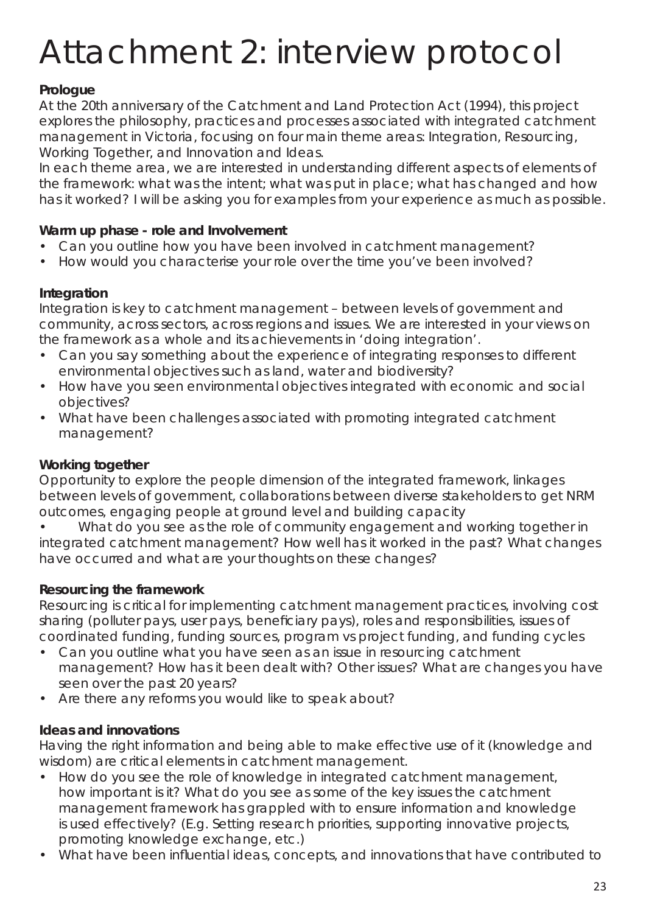# Attachment 2: interview protocol

**Prologue**

At the 20th anniversary of the Catchment and Land Protection Act (1994), this project explores the philosophy, practices and processes associated with integrated catchment management in Victoria, focusing on four main theme areas: Integration, Resourcing, Working Together, and Innovation and Ideas.

In each theme area, we are interested in understanding different aspects of elements of the framework: what was the intent; what was put in place; what has changed and how has it worked? I will be asking you for examples from your experience as much as possible.

**Warm up phase - role and Involvement**

- Can you outline how you have been involved in catchment management?
- How would you characterise your role over the time you've been involved?

**Integration**

Integration is key to catchment management – between levels of government and community, across sectors, across regions and issues. We are interested in your views on the framework as a whole and its achievements in 'doing integration'.

- Can you say something about the experience of integrating responses to different environmental objectives such as land, water and biodiversity?
- How have you seen environmental objectives integrated with economic and social objectives?
- What have been challenges associated with promoting integrated catchment management?

**Working together**

Opportunity to explore the people dimension of the integrated framework, linkages between levels of government, collaborations between diverse stakeholders to get NRM outcomes, engaging people at ground level and building capacity

- What do you see as the role of community engagement and working together in integrated catchment management? How well has it worked in the past? What changes have occurred and what are your thoughts on these changes?

**Resourcing the framework**

Resourcing is critical for implementing catchment management practices, involving cost sharing (polluter pays, user pays, beneficiary pays), roles and responsibilities, issues of coordinated funding, funding sources, program vs project funding, and funding cycles

- Can you outline what you have seen as an issue in resourcing catchment management? How has it been dealt with? Other issues? What are changes you have seen over the past 20 years?
- Are there any reforms you would like to speak about?

**Ideas and innovations**

Having the right information and being able to make effective use of it (knowledge and wisdom) are critical elements in catchment management.

- How do you see the role of knowledge in integrated catchment management, how important is it? What do you see as some of the key issues the catchment management framework has grappled with to ensure information and knowledge is used effectively? (E.g. Setting research priorities, supporting innovative projects, promoting knowledge exchange, etc.)
- What have been influential ideas, concepts, and innovations that have contributed to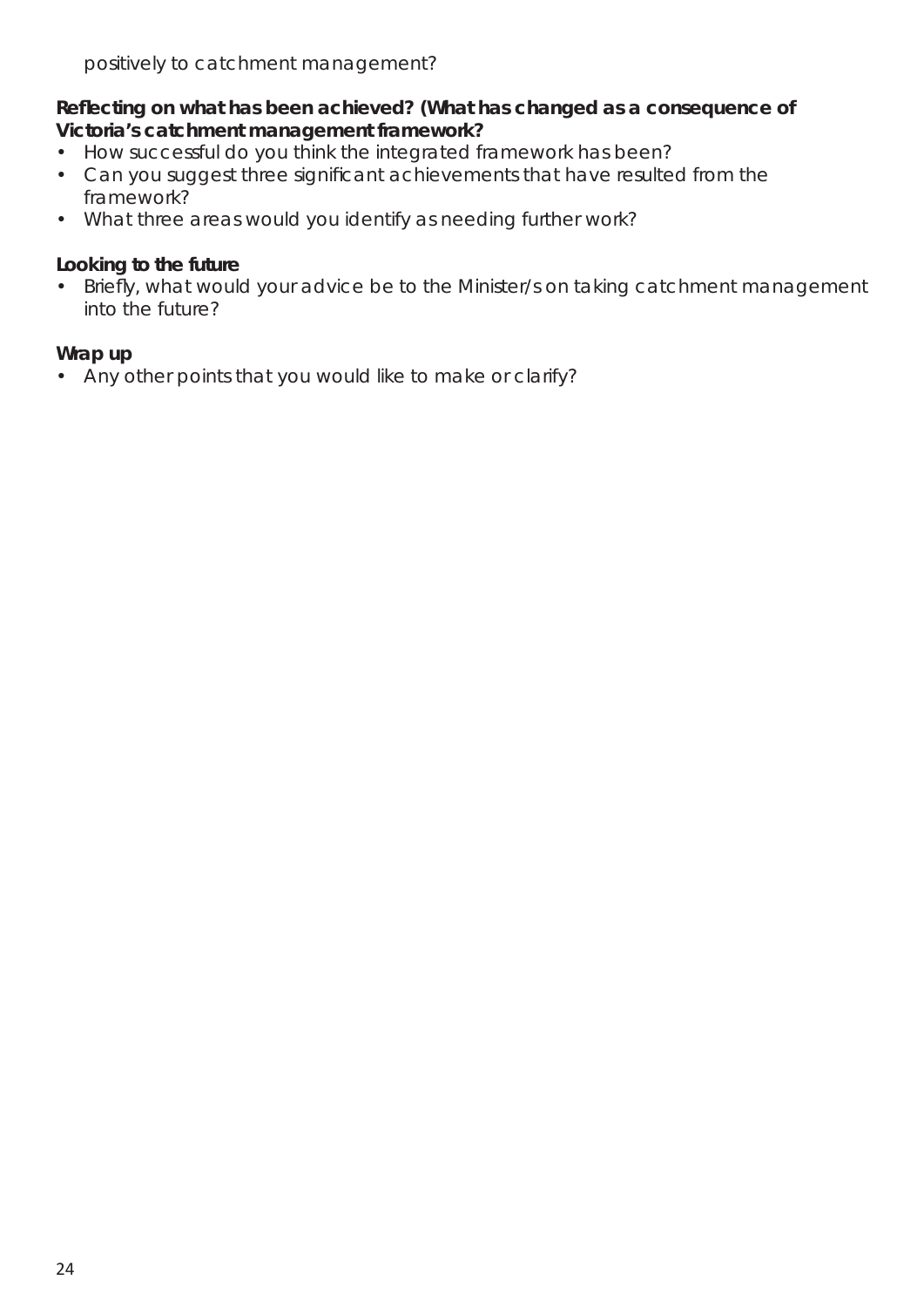positively to catchment management?

**Reflecting on what has been achieved? (What has changed as a consequence of Victoria's catchment management framework?**

- How successful do you think the integrated framework has been?
- Can you suggest three significant achievements that have resulted from the framework?
- What three areas would you identify as needing further work?

**Looking to the future**

- Briefly, what would your advice be to the Minister/s on taking catchment management into the future?

**Wrap up**

- Any other points that you would like to make or clarify?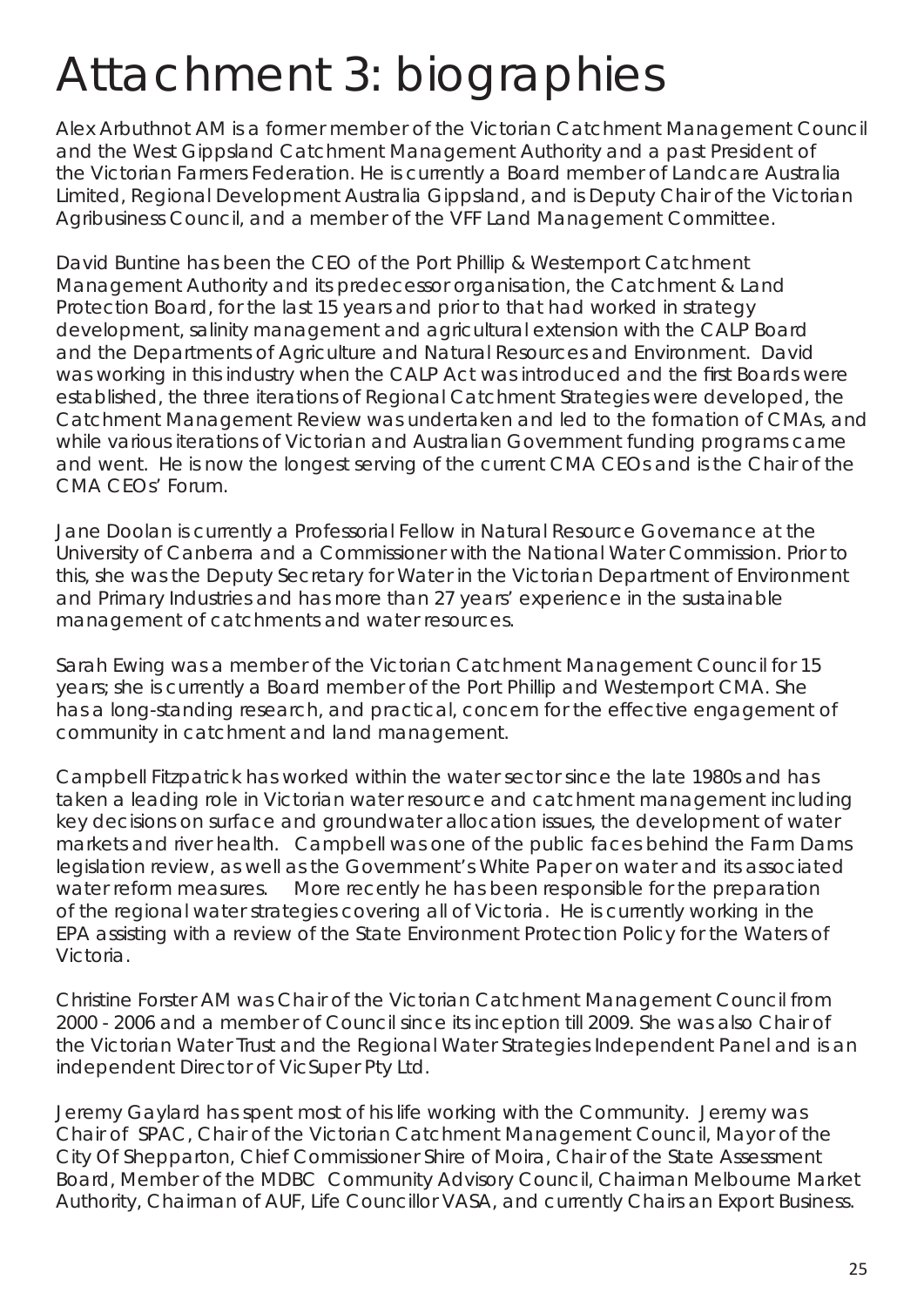# Attachment 3: biographies

Alex Arbuthnot AM is a former member of the Victorian Catchment Management Council and the West Gippsland Catchment Management Authority and a past President of the Victorian Farmers Federation. He is currently a Board member of Landcare Australia Limited, Regional Development Australia Gippsland, and is Deputy Chair of the Victorian Agribusiness Council, and a member of the VFF Land Management Committee.

David Buntine has been the CEO of the Port Phillip & Westernport Catchment Management Authority and its predecessor organisation, the Catchment & Land Protection Board, for the last 15 years and prior to that had worked in strategy development, salinity management and agricultural extension with the CALP Board and the Departments of Agriculture and Natural Resources and Environment. David was working in this industry when the CALP Act was introduced and the first Boards were established, the three iterations of Regional Catchment Strategies were developed, the Catchment Management Review was undertaken and led to the formation of CMAs, and while various iterations of Victorian and Australian Government funding programs came and went. He is now the longest serving of the current CMA CEOs and is the Chair of the CMA CEOs' Forum.

Jane Doolan is currently a Professorial Fellow in Natural Resource Governance at the University of Canberra and a Commissioner with the National Water Commission. Prior to this, she was the Deputy Secretary for Water in the Victorian Department of Environment and Primary Industries and has more than 27 years' experience in the sustainable management of catchments and water resources.

Sarah Ewing was a member of the Victorian Catchment Management Council for 15 years; she is currently a Board member of the Port Phillip and Westernport CMA. She has a long-standing research, and practical, concern for the effective engagement of community in catchment and land management.

Campbell Fitzpatrick has worked within the water sector since the late 1980s and has taken a leading role in Victorian water resource and catchment management including key decisions on surface and groundwater allocation issues, the development of water markets and river health. Campbell was one of the public faces behind the Farm Dams legislation review, as well as the Government's White Paper on water and its associated water reform measures. More recently he has been responsible for the preparation of the regional water strategies covering all of Victoria. He is currently working in the EPA assisting with a review of the State Environment Protection Policy for the Waters of Victoria.

Christine Forster AM was Chair of the Victorian Catchment Management Council from 2000 - 2006 and a member of Council since its inception till 2009. She was also Chair of the Victorian Water Trust and the Regional Water Strategies Independent Panel and is an independent Director of VicSuper Pty Ltd.

Jeremy Gaylard has spent most of his life working with the Community. Jeremy was Chair of SPAC, Chair of the Victorian Catchment Management Council, Mayor of the City Of Shepparton, Chief Commissioner Shire of Moira, Chair of the State Assessment Board, Member of the MDBC Community Advisory Council, Chairman Melbourne Market Authority, Chairman of AUF, Life Councillor VASA, and currently Chairs an Export Business.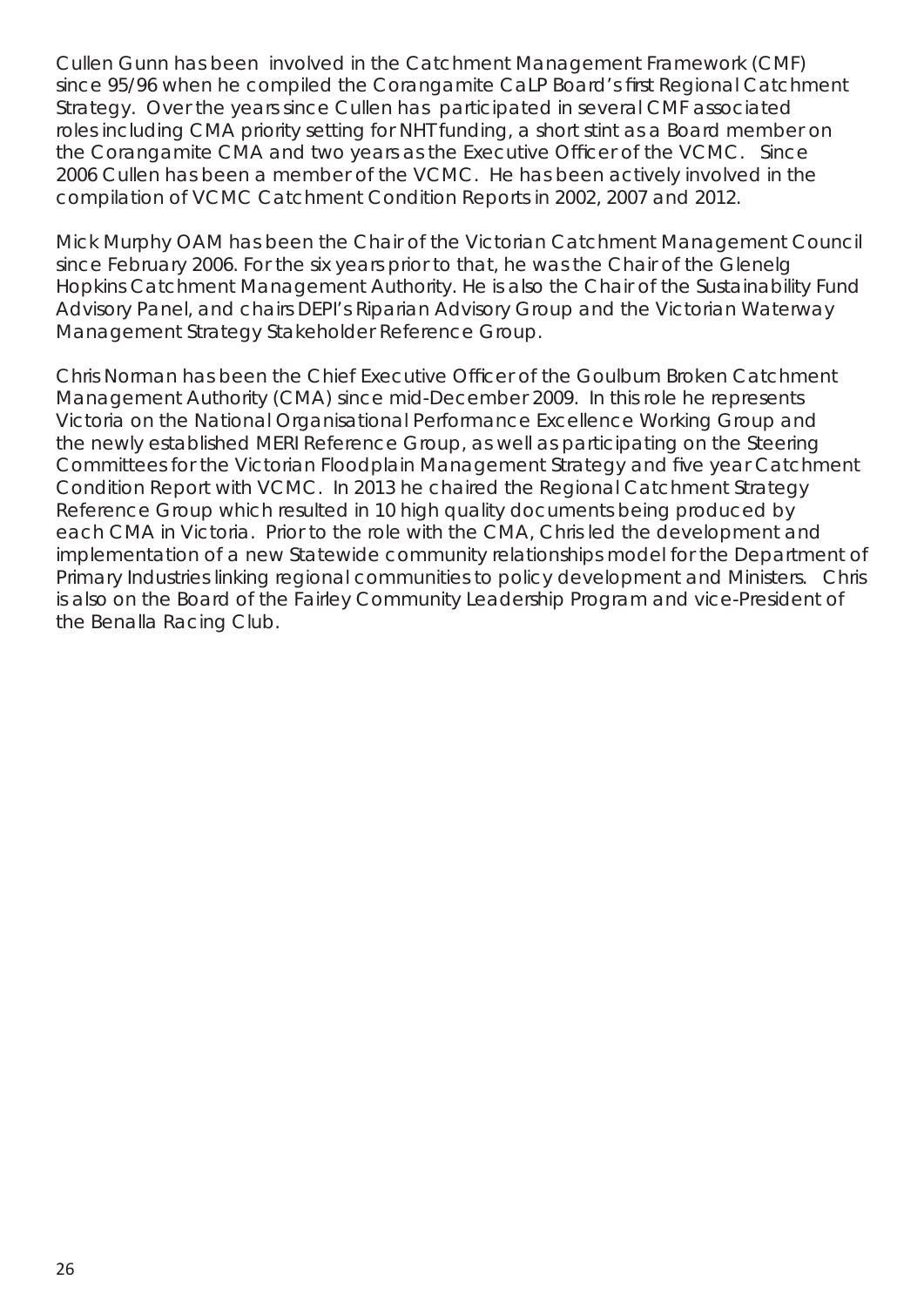Cullen Gunn has been involved in the Catchment Management Framework (CMF) since 95/96 when he compiled the Corangamite CaLP Board's first Regional Catchment Strategy. Over the years since Cullen has participated in several CMF associated roles including CMA priority setting for NHT funding, a short stint as a Board member on the Corangamite CMA and two years as the Executive Officer of the VCMC. Since 2006 Cullen has been a member of the VCMC. He has been actively involved in the compilation of VCMC Catchment Condition Reports in 2002, 2007 and 2012.

Mick Murphy OAM has been the Chair of the Victorian Catchment Management Council since February 2006. For the six years prior to that, he was the Chair of the Glenelg Hopkins Catchment Management Authority. He is also the Chair of the Sustainability Fund Advisory Panel, and chairs DEPI's Riparian Advisory Group and the Victorian Waterway Management Strategy Stakeholder Reference Group.

Chris Norman has been the Chief Executive Officer of the Goulburn Broken Catchment Management Authority (CMA) since mid-December 2009. In this role he represents Victoria on the National Organisational Performance Excellence Working Group and the newly established MERI Reference Group, as well as participating on the Steering Committees for the Victorian Floodplain Management Strategy and five year Catchment Condition Report with VCMC. In 2013 he chaired the Regional Catchment Strategy Reference Group which resulted in 10 high quality documents being produced by each CMA in Victoria. Prior to the role with the CMA, Chris led the development and implementation of a new Statewide community relationships model for the Department of Primary Industries linking regional communities to policy development and Ministers. Chris is also on the Board of the Fairley Community Leadership Program and vice-President of the Benalla Racing Club.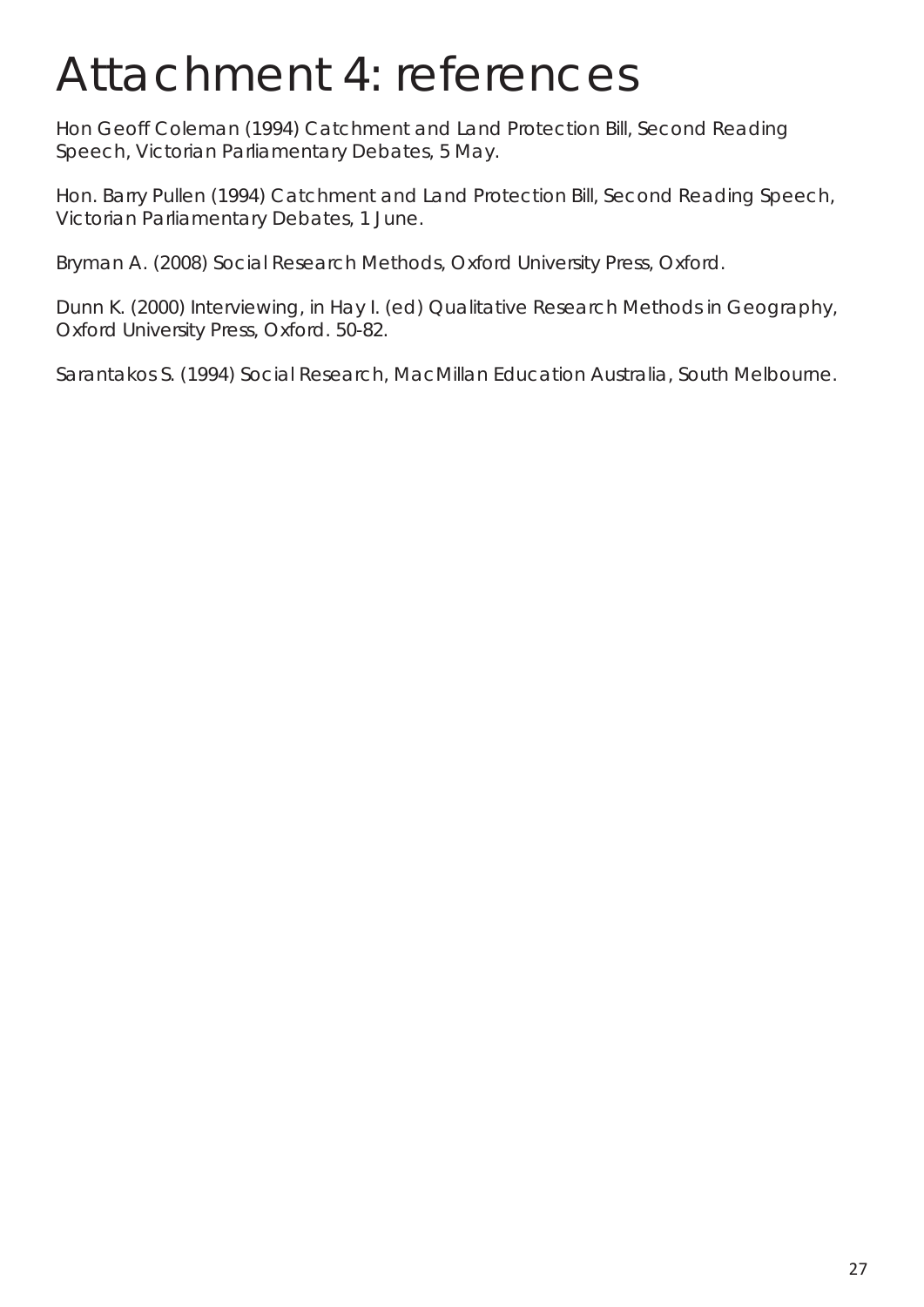# Attachment 4: references

Hon Geoff Coleman (1994) Catchment and Land Protection Bill, Second Reading Speech, Victorian Parliamentary Debates, 5 May.

Hon. Barry Pullen (1994) Catchment and Land Protection Bill, Second Reading Speech, Victorian Parliamentary Debates, 1 June.

Bryman A. (2008) Social Research Methods, Oxford University Press, Oxford.

Dunn K. (2000) Interviewing, in Hay I. (ed) Qualitative Research Methods in Geography, Oxford University Press, Oxford. 50-82.

Sarantakos S. (1994) Social Research, MacMillan Education Australia, South Melbourne.